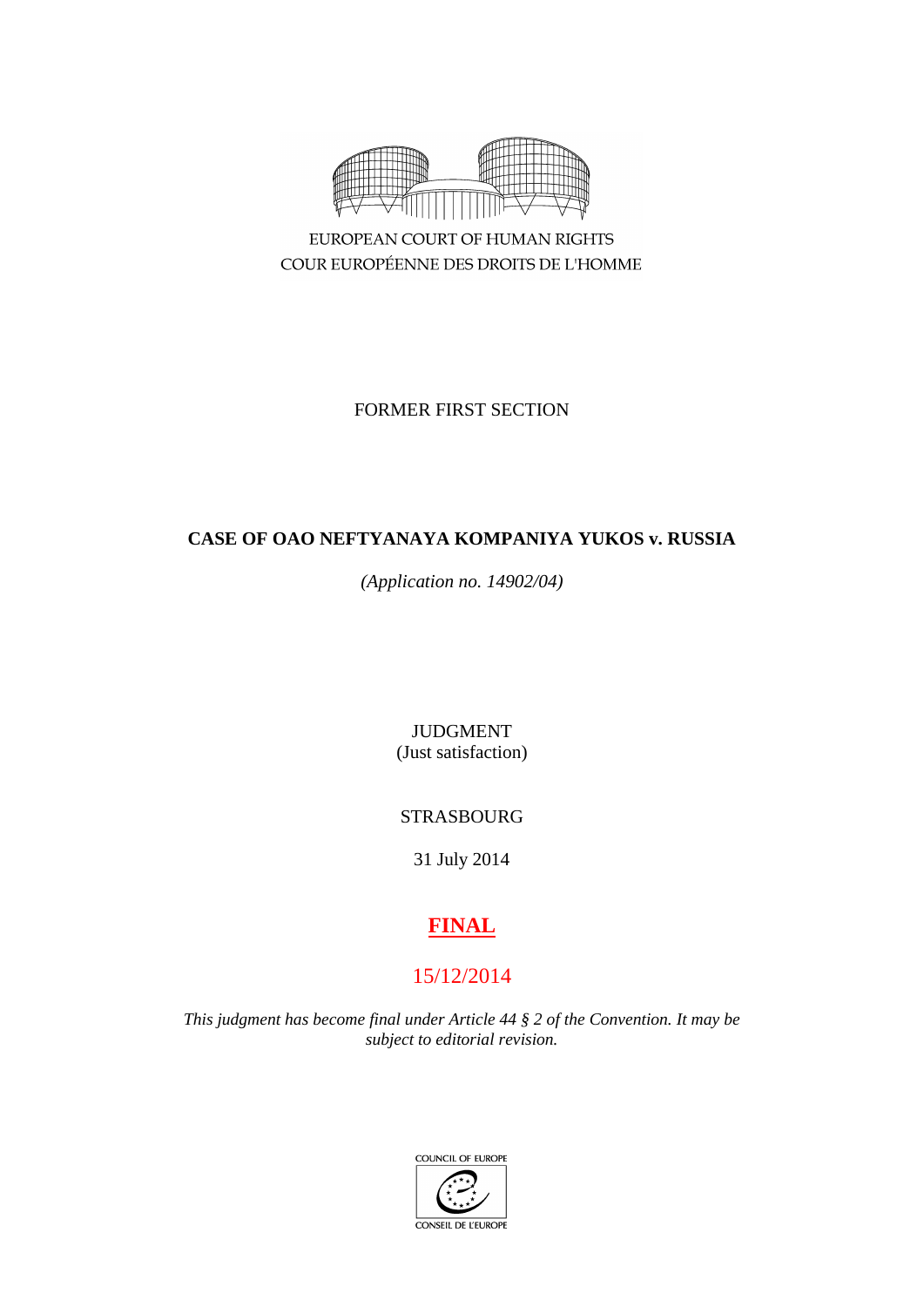EUROPEAN COURT OF HUMAN RIGHTS
COUR EUROPÉENNE DES DROITS DE L'HOMME

FORMER FIRST SECTION

**CASE OF OAO NEFTYANAYA KOMPANIYA YUKOS v. RUSSIA**

*(Application no. 14902/04)*

JUDGMENT
(Just satisfaction)

STRASBOURG

31 July 2014

**FINAL**

15/12/2014

*This judgment has become final under Article 44 § 2 of the Convention. It may be subject to editorial revision.*

COUNCIL OF EUROPE
CONSEIL DE L'EUROPE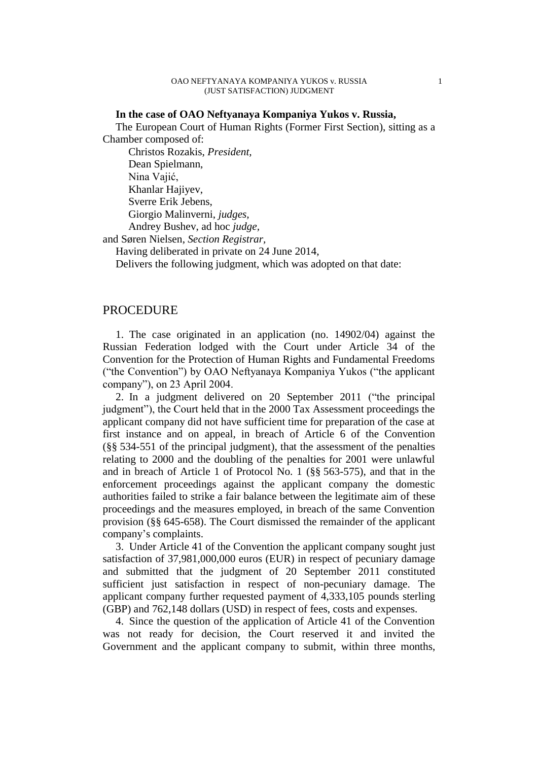**In the case of OAO Neftyanaya Kompaniya Yukos v. Russia,**

The European Court of Human Rights (Former First Section), sitting as a Chamber composed of:

Christos Rozakis, *President,*
Dean Spielmann,
Nina Vajić,
Khanlar Hajiyev,
Sverre Erik Jebens,
Giorgio Malinverni, *judges,*
Andrey Bushev, ad hoc *judge,*
and Søren Nielsen, *Section Registrar,*

Having deliberated in private on 24 June 2014,

Delivers the following judgment, which was adopted on that date:

# PROCEDURE

1. The case originated in an application (no. 14902/04) against the Russian Federation lodged with the Court under Article 34 of the Convention for the Protection of Human Rights and Fundamental Freedoms ("the Convention") by OAO Neftyanaya Kompaniya Yukos ("the applicant company"), on 23 April 2004.

2. In a judgment delivered on 20 September 2011 ("the principal judgment"), the Court held that in the 2000 Tax Assessment proceedings the applicant company did not have sufficient time for preparation of the case at first instance and on appeal, in breach of Article 6 of the Convention (§§ 534-551 of the principal judgment), that the assessment of the penalties relating to 2000 and the doubling of the penalties for 2001 were unlawful and in breach of Article 1 of Protocol No. 1 (§§ 563-575), and that in the enforcement proceedings against the applicant company the domestic authorities failed to strike a fair balance between the legitimate aim of these proceedings and the measures employed, in breach of the same Convention provision (§§ 645-658). The Court dismissed the remainder of the applicant company's complaints.

3. Under Article 41 of the Convention the applicant company sought just satisfaction of 37,981,000,000 euros (EUR) in respect of pecuniary damage and submitted that the judgment of 20 September 2011 constituted sufficient just satisfaction in respect of non-pecuniary damage. The applicant company further requested payment of 4,333,105 pounds sterling (GBP) and 762,148 dollars (USD) in respect of fees, costs and expenses.

4. Since the question of the application of Article 41 of the Convention was not ready for decision, the Court reserved it and invited the Government and the applicant company to submit, within three months,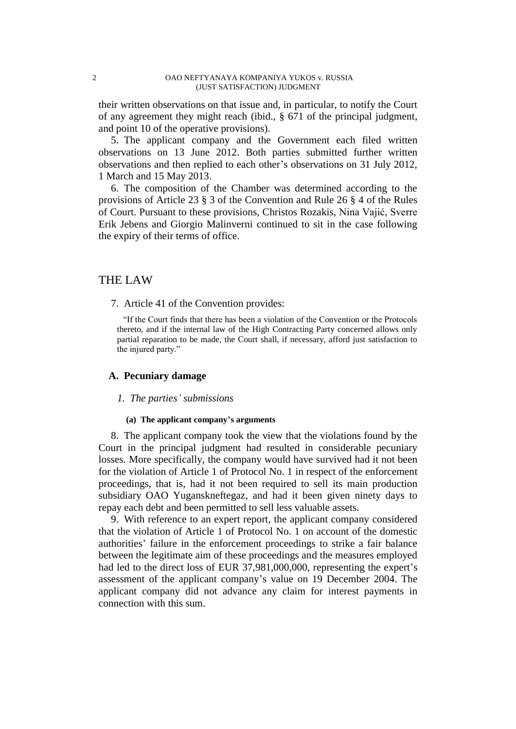their written observations on that issue and, in particular, to notify the Court of any agreement they might reach (ibid., § 671 of the principal judgment, and point 10 of the operative provisions).

5. The applicant company and the Government each filed written observations on 13 June 2012. Both parties submitted further written observations and then replied to each other's observations on 31 July 2012, 1 March and 15 May 2013.

6. The composition of the Chamber was determined according to the provisions of Article 23 § 3 of the Convention and Rule 26 § 4 of the Rules of Court. Pursuant to these provisions, Christos Rozakis, Nina Vajić, Sverre Erik Jebens and Giorgio Malinverni continued to sit in the case following the expiry of their terms of office.

# THE LAW

7. Article 41 of the Convention provides:

> "If the Court finds that there has been a violation of the Convention or the Protocols thereto, and if the internal law of the High Contracting Party concerned allows only partial reparation to be made, the Court shall, if necessary, afford just satisfaction to the injured party."

## A. Pecuniary damage

### *1. The parties' submissions*

#### (a) The applicant company's arguments

8. The applicant company took the view that the violations found by the Court in the principal judgment had resulted in considerable pecuniary losses. More specifically, the company would have survived had it not been for the violation of Article 1 of Protocol No. 1 in respect of the enforcement proceedings, that is, had it not been required to sell its main production subsidiary OAO Yuganskneftegaz, and had it been given ninety days to repay each debt and been permitted to sell less valuable assets.

9. With reference to an expert report, the applicant company considered that the violation of Article 1 of Protocol No. 1 on account of the domestic authorities' failure in the enforcement proceedings to strike a fair balance between the legitimate aim of these proceedings and the measures employed had led to the direct loss of EUR 37,981,000,000, representing the expert's assessment of the applicant company's value on 19 December 2004. The applicant company did not advance any claim for interest payments in connection with this sum.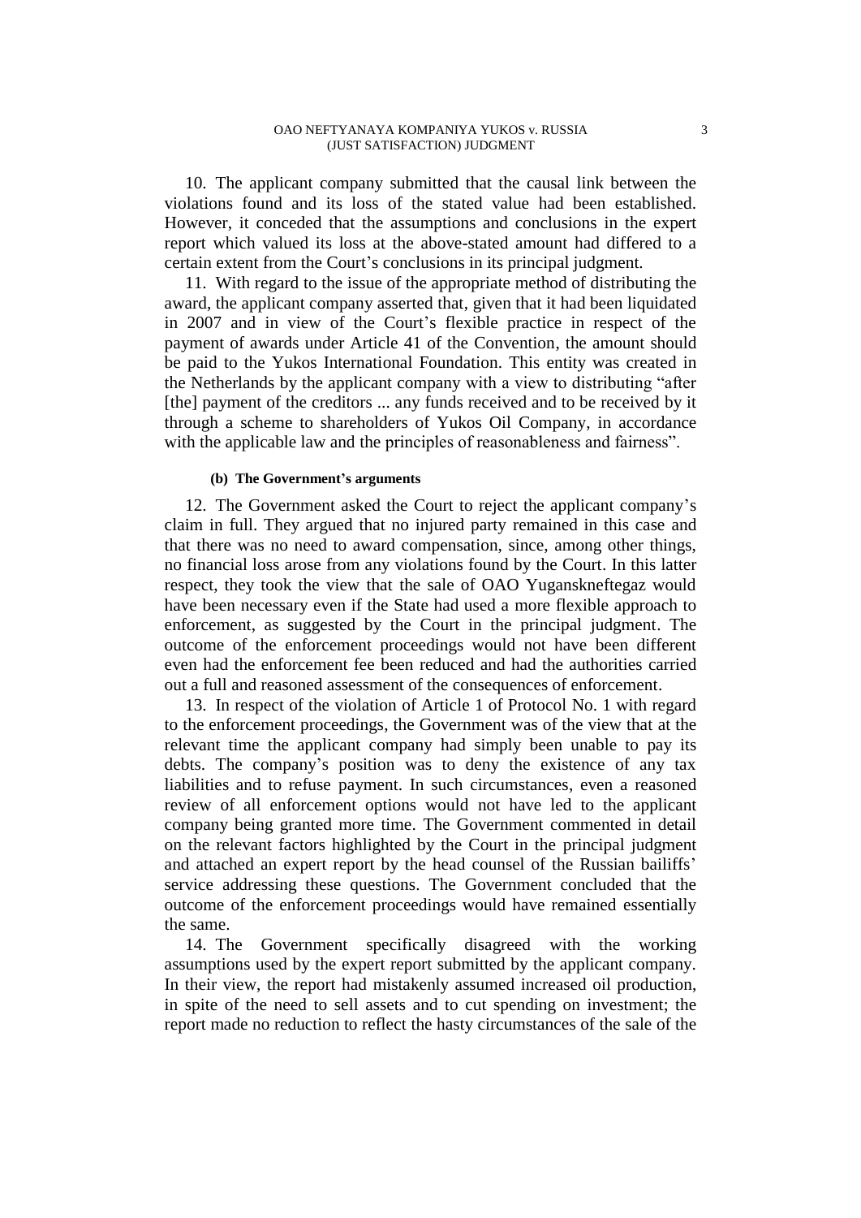10. The applicant company submitted that the causal link between the violations found and its loss of the stated value had been established. However, it conceded that the assumptions and conclusions in the expert report which valued its loss at the above-stated amount had differed to a certain extent from the Court's conclusions in its principal judgment.

11. With regard to the issue of the appropriate method of distributing the award, the applicant company asserted that, given that it had been liquidated in 2007 and in view of the Court's flexible practice in respect of the payment of awards under Article 41 of the Convention, the amount should be paid to the Yukos International Foundation. This entity was created in the Netherlands by the applicant company with a view to distributing "after [the] payment of the creditors ... any funds received and to be received by it through a scheme to shareholders of Yukos Oil Company, in accordance with the applicable law and the principles of reasonableness and fairness".

#### (b) The Government's arguments

12. The Government asked the Court to reject the applicant company's claim in full. They argued that no injured party remained in this case and that there was no need to award compensation, since, among other things, no financial loss arose from any violations found by the Court. In this latter respect, they took the view that the sale of OAO Yuganskneftegaz would have been necessary even if the State had used a more flexible approach to enforcement, as suggested by the Court in the principal judgment. The outcome of the enforcement proceedings would not have been different even had the enforcement fee been reduced and had the authorities carried out a full and reasoned assessment of the consequences of enforcement.

13. In respect of the violation of Article 1 of Protocol No. 1 with regard to the enforcement proceedings, the Government was of the view that at the relevant time the applicant company had simply been unable to pay its debts. The company's position was to deny the existence of any tax liabilities and to refuse payment. In such circumstances, even a reasoned review of all enforcement options would not have led to the applicant company being granted more time. The Government commented in detail on the relevant factors highlighted by the Court in the principal judgment and attached an expert report by the head counsel of the Russian bailiffs' service addressing these questions. The Government concluded that the outcome of the enforcement proceedings would have remained essentially the same.

14. The Government specifically disagreed with the working assumptions used by the expert report submitted by the applicant company. In their view, the report had mistakenly assumed increased oil production, in spite of the need to sell assets and to cut spending on investment; the report made no reduction to reflect the hasty circumstances of the sale of the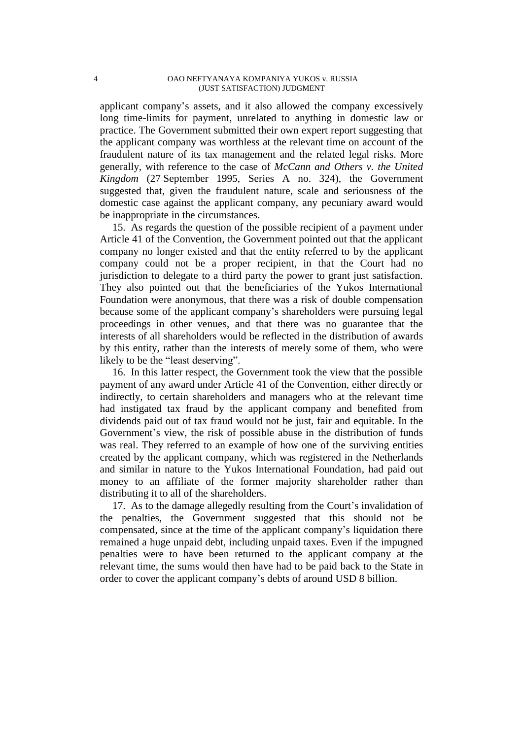applicant company's assets, and it also allowed the company excessively long time-limits for payment, unrelated to anything in domestic law or practice. The Government submitted their own expert report suggesting that the applicant company was worthless at the relevant time on account of the fraudulent nature of its tax management and the related legal risks. More generally, with reference to the case of *McCann and Others v. the United Kingdom* (27 September 1995, Series A no. 324), the Government suggested that, given the fraudulent nature, scale and seriousness of the domestic case against the applicant company, any pecuniary award would be inappropriate in the circumstances.

15. As regards the question of the possible recipient of a payment under Article 41 of the Convention, the Government pointed out that the applicant company no longer existed and that the entity referred to by the applicant company could not be a proper recipient, in that the Court had no jurisdiction to delegate to a third party the power to grant just satisfaction. They also pointed out that the beneficiaries of the Yukos International Foundation were anonymous, that there was a risk of double compensation because some of the applicant company's shareholders were pursuing legal proceedings in other venues, and that there was no guarantee that the interests of all shareholders would be reflected in the distribution of awards by this entity, rather than the interests of merely some of them, who were likely to be the "least deserving".

16. In this latter respect, the Government took the view that the possible payment of any award under Article 41 of the Convention, either directly or indirectly, to certain shareholders and managers who at the relevant time had instigated tax fraud by the applicant company and benefited from dividends paid out of tax fraud would not be just, fair and equitable. In the Government's view, the risk of possible abuse in the distribution of funds was real. They referred to an example of how one of the surviving entities created by the applicant company, which was registered in the Netherlands and similar in nature to the Yukos International Foundation, had paid out money to an affiliate of the former majority shareholder rather than distributing it to all of the shareholders.

17. As to the damage allegedly resulting from the Court's invalidation of the penalties, the Government suggested that this should not be compensated, since at the time of the applicant company's liquidation there remained a huge unpaid debt, including unpaid taxes. Even if the impugned penalties were to have been returned to the applicant company at the relevant time, the sums would then have had to be paid back to the State in order to cover the applicant company's debts of around USD 8 billion.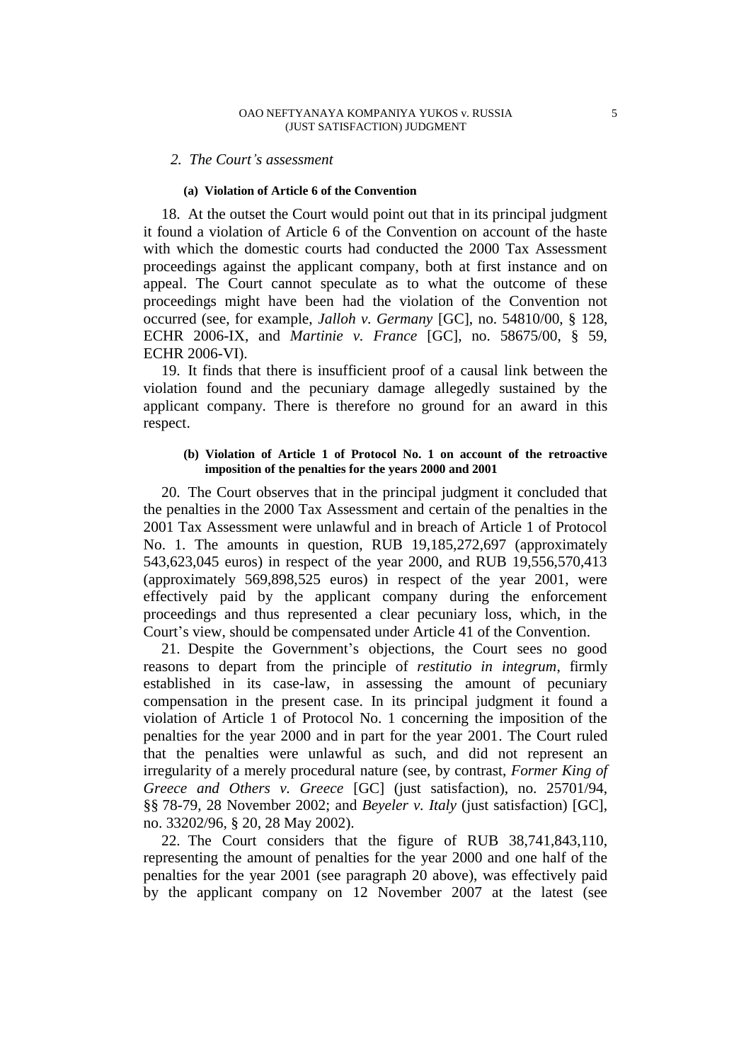*2. The Court's assessment*

**(a) Violation of Article 6 of the Convention**

18. At the outset the Court would point out that in its principal judgment it found a violation of Article 6 of the Convention on account of the haste with which the domestic courts had conducted the 2000 Tax Assessment proceedings against the applicant company, both at first instance and on appeal. The Court cannot speculate as to what the outcome of these proceedings might have been had the violation of the Convention not occurred (see, for example, *Jalloh v. Germany* [GC], no. 54810/00, § 128, ECHR 2006-IX, and *Martinie v. France* [GC], no. 58675/00, § 59, ECHR 2006-VI).

19. It finds that there is insufficient proof of a causal link between the violation found and the pecuniary damage allegedly sustained by the applicant company. There is therefore no ground for an award in this respect.

**(b) Violation of Article 1 of Protocol No. 1 on account of the retroactive imposition of the penalties for the years 2000 and 2001**

20. The Court observes that in the principal judgment it concluded that the penalties in the 2000 Tax Assessment and certain of the penalties in the 2001 Tax Assessment were unlawful and in breach of Article 1 of Protocol No. 1. The amounts in question, RUB 19,185,272,697 (approximately 543,623,045 euros) in respect of the year 2000, and RUB 19,556,570,413 (approximately 569,898,525 euros) in respect of the year 2001, were effectively paid by the applicant company during the enforcement proceedings and thus represented a clear pecuniary loss, which, in the Court's view, should be compensated under Article 41 of the Convention.

21. Despite the Government's objections, the Court sees no good reasons to depart from the principle of *restitutio in integrum*, firmly established in its case-law, in assessing the amount of pecuniary compensation in the present case. In its principal judgment it found a violation of Article 1 of Protocol No. 1 concerning the imposition of the penalties for the year 2000 and in part for the year 2001. The Court ruled that the penalties were unlawful as such, and did not represent an irregularity of a merely procedural nature (see, by contrast, *Former King of Greece and Others v. Greece* [GC] (just satisfaction), no. 25701/94, §§ 78-79, 28 November 2002; and *Beyeler v. Italy* (just satisfaction) [GC], no. 33202/96, § 20, 28 May 2002).

22. The Court considers that the figure of RUB 38,741,843,110, representing the amount of penalties for the year 2000 and one half of the penalties for the year 2001 (see paragraph 20 above), was effectively paid by the applicant company on 12 November 2007 at the latest (see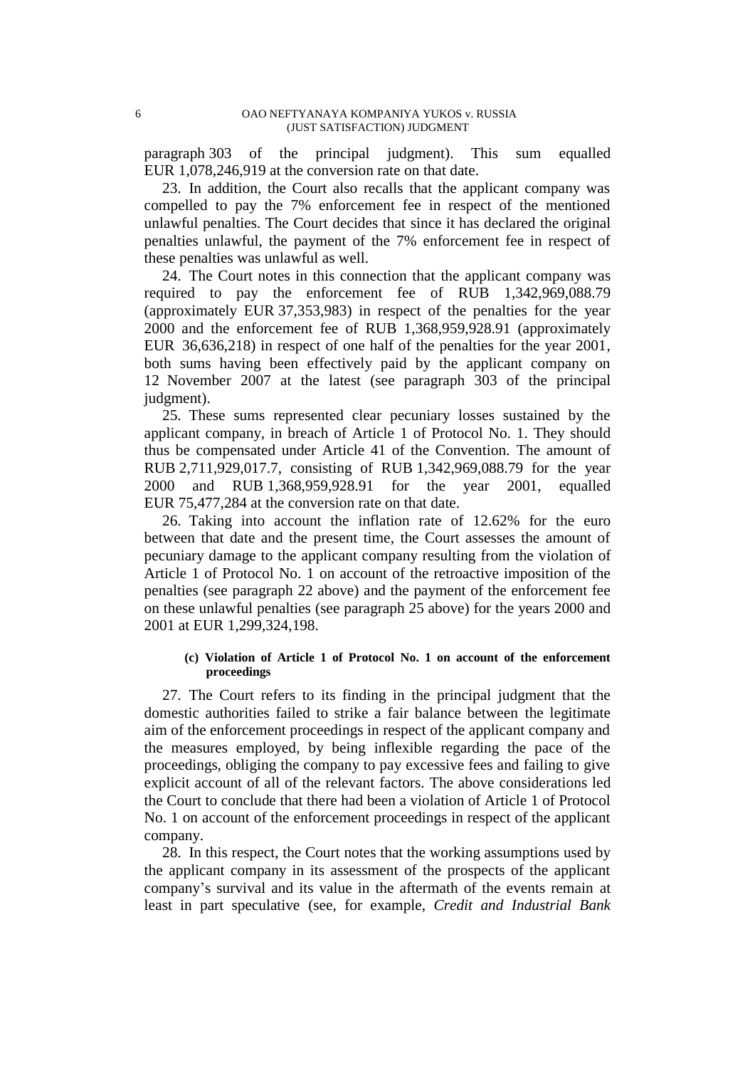paragraph 303 of the principal judgment). This sum equalled EUR 1,078,246,919 at the conversion rate on that date.

23. In addition, the Court also recalls that the applicant company was compelled to pay the 7% enforcement fee in respect of the mentioned unlawful penalties. The Court decides that since it has declared the original penalties unlawful, the payment of the 7% enforcement fee in respect of these penalties was unlawful as well.

24. The Court notes in this connection that the applicant company was required to pay the enforcement fee of RUB 1,342,969,088.79 (approximately EUR 37,353,983) in respect of the penalties for the year 2000 and the enforcement fee of RUB 1,368,959,928.91 (approximately EUR 36,636,218) in respect of one half of the penalties for the year 2001, both sums having been effectively paid by the applicant company on 12 November 2007 at the latest (see paragraph 303 of the principal judgment).

25. These sums represented clear pecuniary losses sustained by the applicant company, in breach of Article 1 of Protocol No. 1. They should thus be compensated under Article 41 of the Convention. The amount of RUB 2,711,929,017.7, consisting of RUB 1,342,969,088.79 for the year 2000 and RUB 1,368,959,928.91 for the year 2001, equalled EUR 75,477,284 at the conversion rate on that date.

26. Taking into account the inflation rate of 12.62% for the euro between that date and the present time, the Court assesses the amount of pecuniary damage to the applicant company resulting from the violation of Article 1 of Protocol No. 1 on account of the retroactive imposition of the penalties (see paragraph 22 above) and the payment of the enforcement fee on these unlawful penalties (see paragraph 25 above) for the years 2000 and 2001 at EUR 1,299,324,198.

#### (c) Violation of Article 1 of Protocol No. 1 on account of the enforcement proceedings

27. The Court refers to its finding in the principal judgment that the domestic authorities failed to strike a fair balance between the legitimate aim of the enforcement proceedings in respect of the applicant company and the measures employed, by being inflexible regarding the pace of the proceedings, obliging the company to pay excessive fees and failing to give explicit account of all of the relevant factors. The above considerations led the Court to conclude that there had been a violation of Article 1 of Protocol No. 1 on account of the enforcement proceedings in respect of the applicant company.

28. In this respect, the Court notes that the working assumptions used by the applicant company in its assessment of the prospects of the applicant company's survival and its value in the aftermath of the events remain at least in part speculative (see, for example, *Credit and Industrial Bank*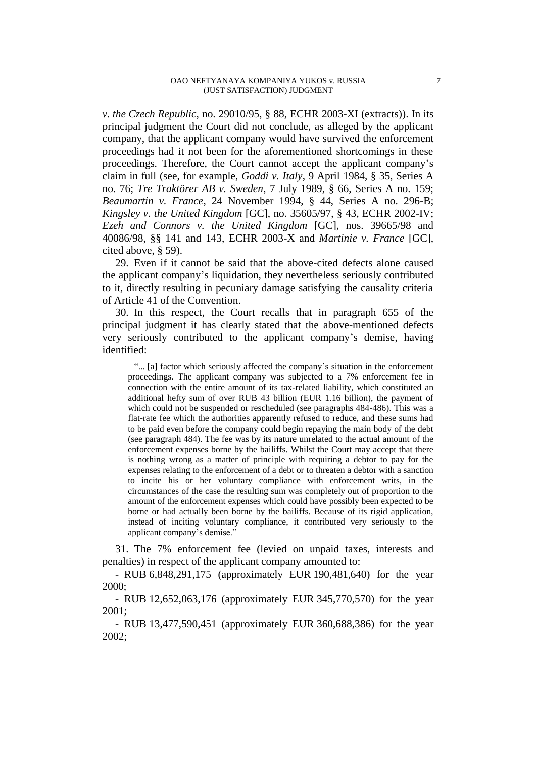*v. the Czech Republic*, no. 29010/95, § 88, ECHR 2003-XI (extracts)). In its principal judgment the Court did not conclude, as alleged by the applicant company, that the applicant company would have survived the enforcement proceedings had it not been for the aforementioned shortcomings in these proceedings. Therefore, the Court cannot accept the applicant company's claim in full (see, for example, *Goddi v. Italy*, 9 April 1984, § 35, Series A no. 76; *Tre Traktörer AB v. Sweden*, 7 July 1989, § 66, Series A no. 159; *Beaumartin v. France*, 24 November 1994, § 44, Series A no. 296-B; *Kingsley v. the United Kingdom* [GC], no. 35605/97, § 43, ECHR 2002-IV; *Ezeh and Connors v. the United Kingdom* [GC], nos. 39665/98 and 40086/98, §§ 141 and 143, ECHR 2003-X and *Martinie v. France* [GC], cited above, § 59).

29. Even if it cannot be said that the above-cited defects alone caused the applicant company's liquidation, they nevertheless seriously contributed to it, directly resulting in pecuniary damage satisfying the causality criteria of Article 41 of the Convention.

30. In this respect, the Court recalls that in paragraph 655 of the principal judgment it has clearly stated that the above-mentioned defects very seriously contributed to the applicant company's demise, having identified:

> "... [a] factor which seriously affected the company's situation in the enforcement proceedings. The applicant company was subjected to a 7% enforcement fee in connection with the entire amount of its tax-related liability, which constituted an additional hefty sum of over RUB 43 billion (EUR 1.16 billion), the payment of which could not be suspended or rescheduled (see paragraphs 484-486). This was a flat-rate fee which the authorities apparently refused to reduce, and these sums had to be paid even before the company could begin repaying the main body of the debt (see paragraph 484). The fee was by its nature unrelated to the actual amount of the enforcement expenses borne by the bailiffs. Whilst the Court may accept that there is nothing wrong as a matter of principle with requiring a debtor to pay for the expenses relating to the enforcement of a debt or to threaten a debtor with a sanction to incite his or her voluntary compliance with enforcement writs, in the circumstances of the case the resulting sum was completely out of proportion to the amount of the enforcement expenses which could have possibly been expected to be borne or had actually been borne by the bailiffs. Because of its rigid application, instead of inciting voluntary compliance, it contributed very seriously to the applicant company's demise."

31. The 7% enforcement fee (levied on unpaid taxes, interests and penalties) in respect of the applicant company amounted to:

- RUB 6,848,291,175 (approximately EUR 190,481,640) for the year 2000;
- RUB 12,652,063,176 (approximately EUR 345,770,570) for the year 2001;
- RUB 13,477,590,451 (approximately EUR 360,688,386) for the year 2002;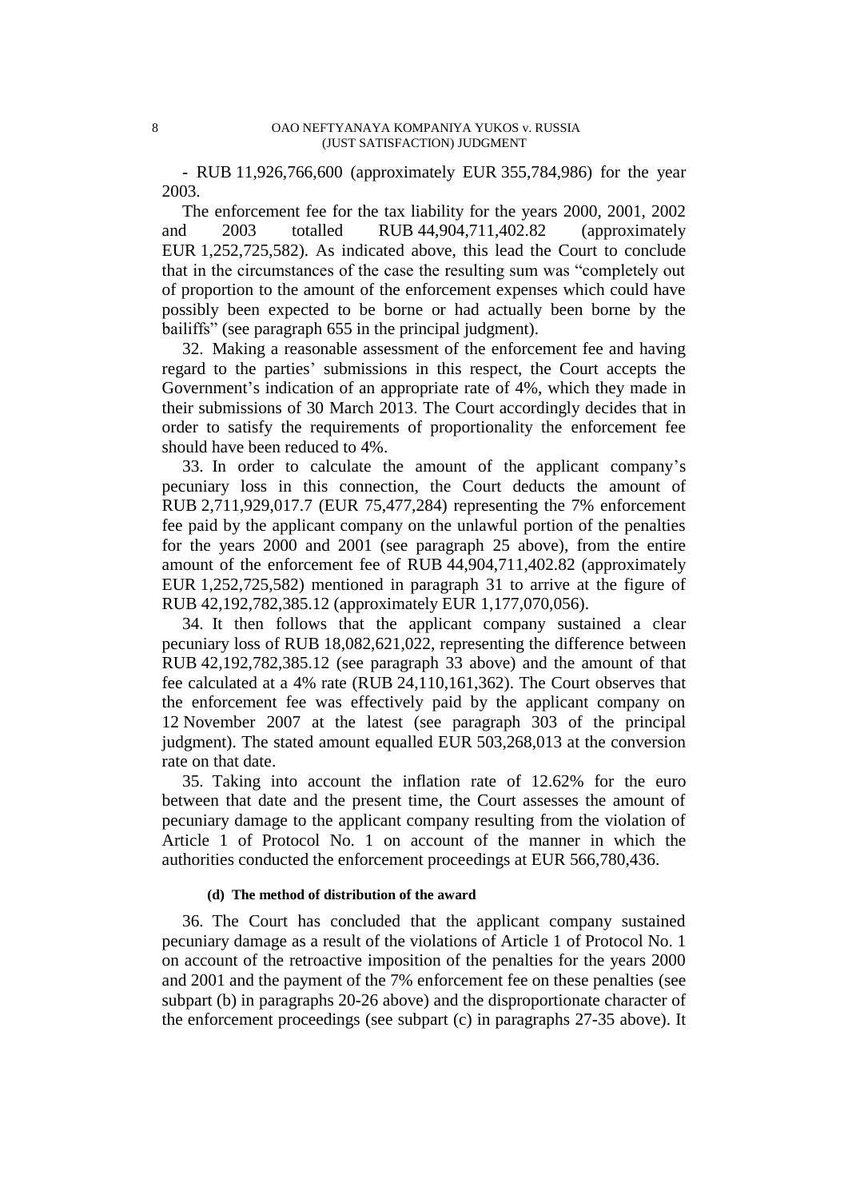- RUB 11,926,766,600 (approximately EUR 355,784,986) for the year 2003.

The enforcement fee for the tax liability for the years 2000, 2001, 2002 and 2003 totalled RUB 44,904,711,402.82 (approximately EUR 1,252,725,582). As indicated above, this lead the Court to conclude that in the circumstances of the case the resulting sum was "completely out of proportion to the amount of the enforcement expenses which could have possibly been expected to be borne or had actually been borne by the bailiffs" (see paragraph 655 in the principal judgment).

32. Making a reasonable assessment of the enforcement fee and having regard to the parties' submissions in this respect, the Court accepts the Government's indication of an appropriate rate of 4%, which they made in their submissions of 30 March 2013. The Court accordingly decides that in order to satisfy the requirements of proportionality the enforcement fee should have been reduced to 4%.

33. In order to calculate the amount of the applicant company's pecuniary loss in this connection, the Court deducts the amount of RUB 2,711,929,017.7 (EUR 75,477,284) representing the 7% enforcement fee paid by the applicant company on the unlawful portion of the penalties for the years 2000 and 2001 (see paragraph 25 above), from the entire amount of the enforcement fee of RUB 44,904,711,402.82 (approximately EUR 1,252,725,582) mentioned in paragraph 31 to arrive at the figure of RUB 42,192,782,385.12 (approximately EUR 1,177,070,056).

34. It then follows that the applicant company sustained a clear pecuniary loss of RUB 18,082,621,022, representing the difference between RUB 42,192,782,385.12 (see paragraph 33 above) and the amount of that fee calculated at a 4% rate (RUB 24,110,161,362). The Court observes that the enforcement fee was effectively paid by the applicant company on 12 November 2007 at the latest (see paragraph 303 of the principal judgment). The stated amount equalled EUR 503,268,013 at the conversion rate on that date.

35. Taking into account the inflation rate of 12.62% for the euro between that date and the present time, the Court assesses the amount of pecuniary damage to the applicant company resulting from the violation of Article 1 of Protocol No. 1 on account of the manner in which the authorities conducted the enforcement proceedings at EUR 566,780,436.

#### (d) The method of distribution of the award

36. The Court has concluded that the applicant company sustained pecuniary damage as a result of the violations of Article 1 of Protocol No. 1 on account of the retroactive imposition of the penalties for the years 2000 and 2001 and the payment of the 7% enforcement fee on these penalties (see subpart (b) in paragraphs 20-26 above) and the disproportionate character of the enforcement proceedings (see subpart (c) in paragraphs 27-35 above). It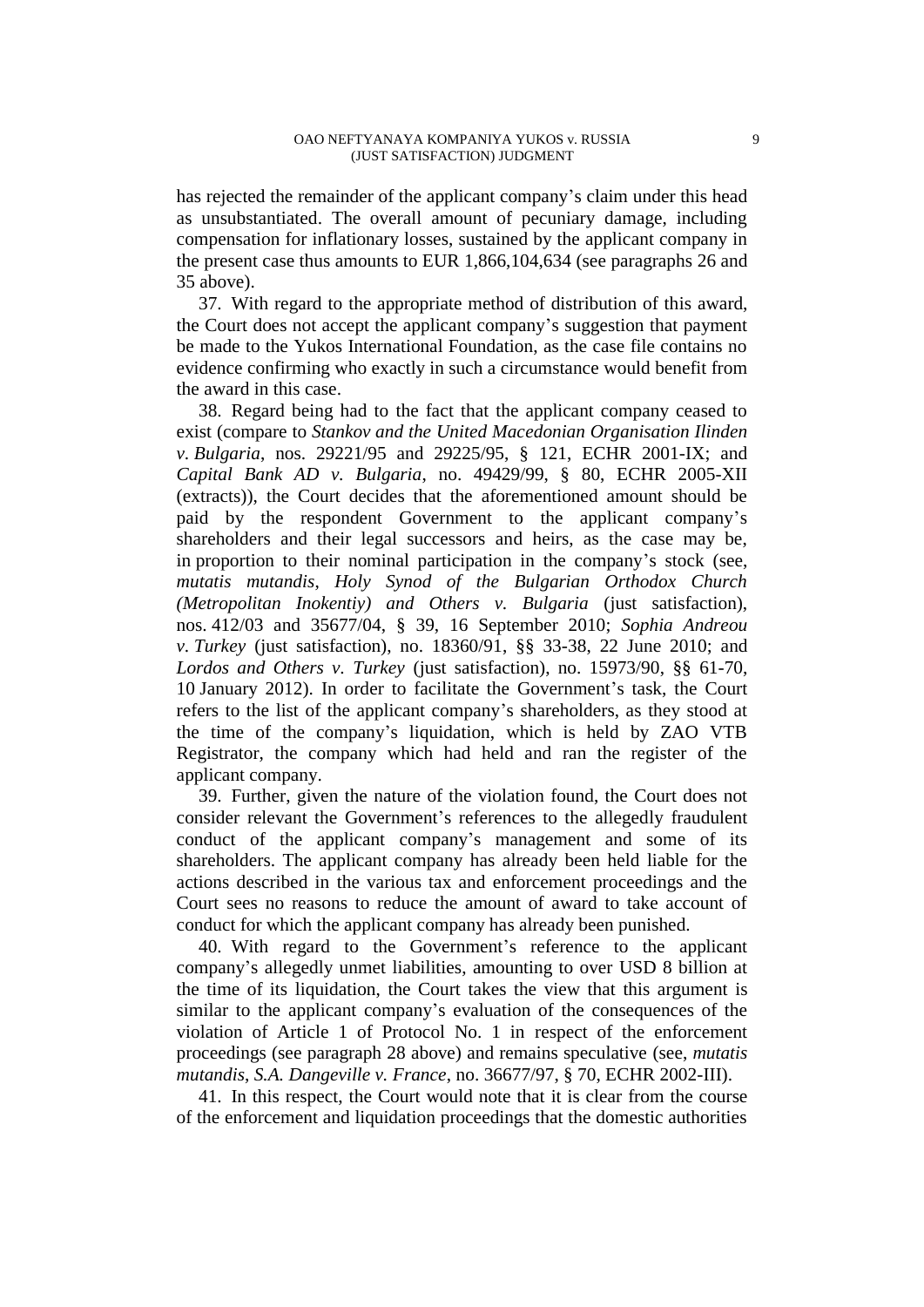has rejected the remainder of the applicant company's claim under this head as unsubstantiated. The overall amount of pecuniary damage, including compensation for inflationary losses, sustained by the applicant company in the present case thus amounts to EUR 1,866,104,634 (see paragraphs 26 and 35 above).

37. With regard to the appropriate method of distribution of this award, the Court does not accept the applicant company's suggestion that payment be made to the Yukos International Foundation, as the case file contains no evidence confirming who exactly in such a circumstance would benefit from the award in this case.

38. Regard being had to the fact that the applicant company ceased to exist (compare to *Stankov and the United Macedonian Organisation Ilinden v. Bulgaria*, nos. 29221/95 and 29225/95, § 121, ECHR 2001-IX; and *Capital Bank AD v. Bulgaria*, no. 49429/99, § 80, ECHR 2005-XII (extracts)), the Court decides that the aforementioned amount should be paid by the respondent Government to the applicant company's shareholders and their legal successors and heirs, as the case may be, in proportion to their nominal participation in the company's stock (see, *mutatis mutandis*, *Holy Synod of the Bulgarian Orthodox Church (Metropolitan Inokentiy) and Others v. Bulgaria* (just satisfaction), nos. 412/03 and 35677/04, § 39, 16 September 2010; *Sophia Andreou v. Turkey* (just satisfaction), no. 18360/91, §§ 33-38, 22 June 2010; and *Lordos and Others v. Turkey* (just satisfaction), no. 15973/90, §§ 61-70, 10 January 2012). In order to facilitate the Government's task, the Court refers to the list of the applicant company's shareholders, as they stood at the time of the company's liquidation, which is held by ZAO VTB Registrator, the company which had held and ran the register of the applicant company.

39. Further, given the nature of the violation found, the Court does not consider relevant the Government's references to the allegedly fraudulent conduct of the applicant company's management and some of its shareholders. The applicant company has already been held liable for the actions described in the various tax and enforcement proceedings and the Court sees no reasons to reduce the amount of award to take account of conduct for which the applicant company has already been punished.

40. With regard to the Government's reference to the applicant company's allegedly unmet liabilities, amounting to over USD 8 billion at the time of its liquidation, the Court takes the view that this argument is similar to the applicant company's evaluation of the consequences of the violation of Article 1 of Protocol No. 1 in respect of the enforcement proceedings (see paragraph 28 above) and remains speculative (see, *mutatis mutandis*, *S.A. Dangeville v. France*, no. 36677/97, § 70, ECHR 2002-III).

41. In this respect, the Court would note that it is clear from the course of the enforcement and liquidation proceedings that the domestic authorities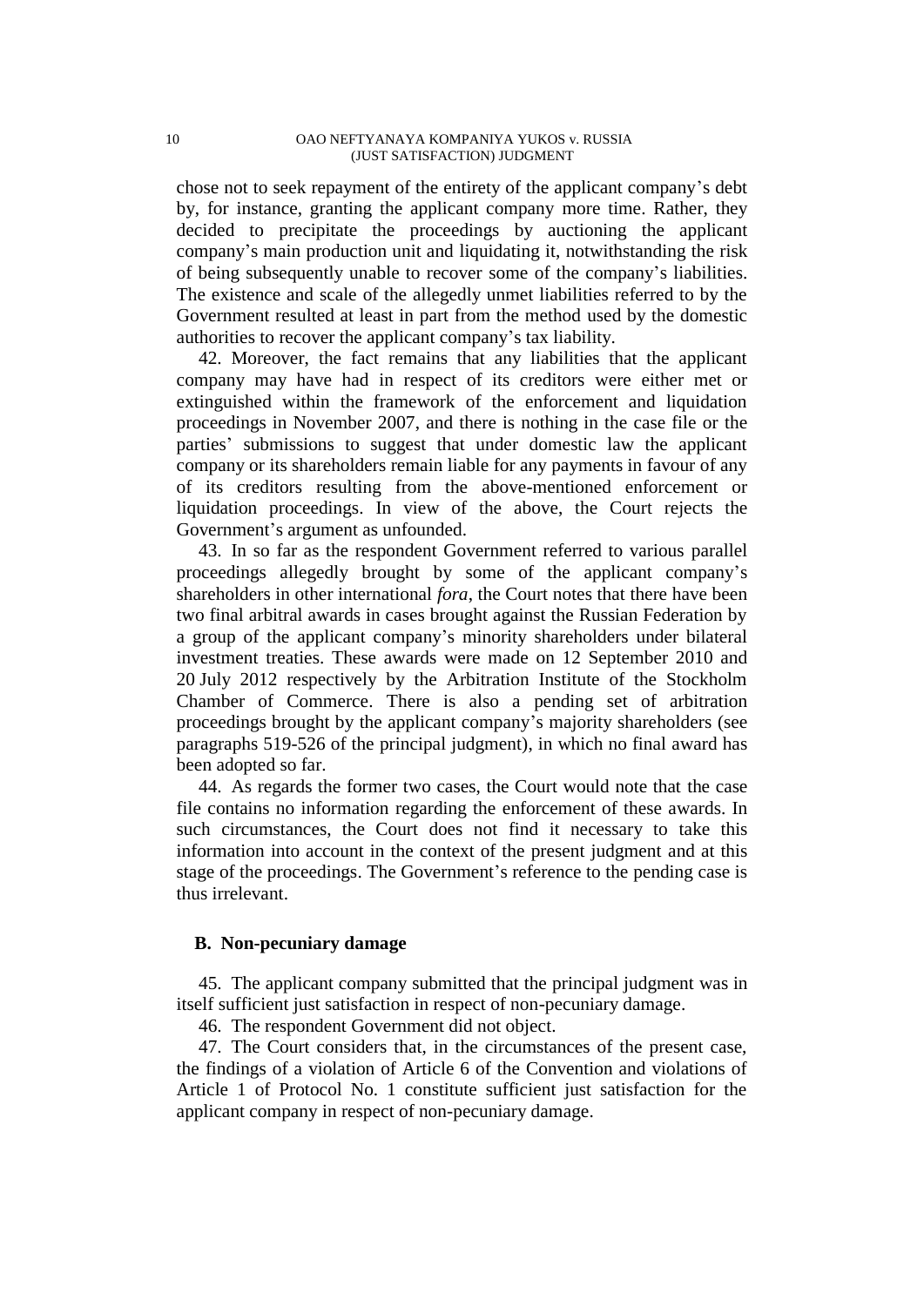chose not to seek repayment of the entirety of the applicant company's debt by, for instance, granting the applicant company more time. Rather, they decided to precipitate the proceedings by auctioning the applicant company's main production unit and liquidating it, notwithstanding the risk of being subsequently unable to recover some of the company's liabilities. The existence and scale of the allegedly unmet liabilities referred to by the Government resulted at least in part from the method used by the domestic authorities to recover the applicant company's tax liability.

42. Moreover, the fact remains that any liabilities that the applicant company may have had in respect of its creditors were either met or extinguished within the framework of the enforcement and liquidation proceedings in November 2007, and there is nothing in the case file or the parties' submissions to suggest that under domestic law the applicant company or its shareholders remain liable for any payments in favour of any of its creditors resulting from the above-mentioned enforcement or liquidation proceedings. In view of the above, the Court rejects the Government's argument as unfounded.

43. In so far as the respondent Government referred to various parallel proceedings allegedly brought by some of the applicant company's shareholders in other international *fora*, the Court notes that there have been two final arbitral awards in cases brought against the Russian Federation by a group of the applicant company's minority shareholders under bilateral investment treaties. These awards were made on 12 September 2010 and 20 July 2012 respectively by the Arbitration Institute of the Stockholm Chamber of Commerce. There is also a pending set of arbitration proceedings brought by the applicant company's majority shareholders (see paragraphs 519-526 of the principal judgment), in which no final award has been adopted so far.

44. As regards the former two cases, the Court would note that the case file contains no information regarding the enforcement of these awards. In such circumstances, the Court does not find it necessary to take this information into account in the context of the present judgment and at this stage of the proceedings. The Government's reference to the pending case is thus irrelevant.

### B. Non-pecuniary damage

45. The applicant company submitted that the principal judgment was in itself sufficient just satisfaction in respect of non-pecuniary damage.

46. The respondent Government did not object.

47. The Court considers that, in the circumstances of the present case, the findings of a violation of Article 6 of the Convention and violations of Article 1 of Protocol No. 1 constitute sufficient just satisfaction for the applicant company in respect of non-pecuniary damage.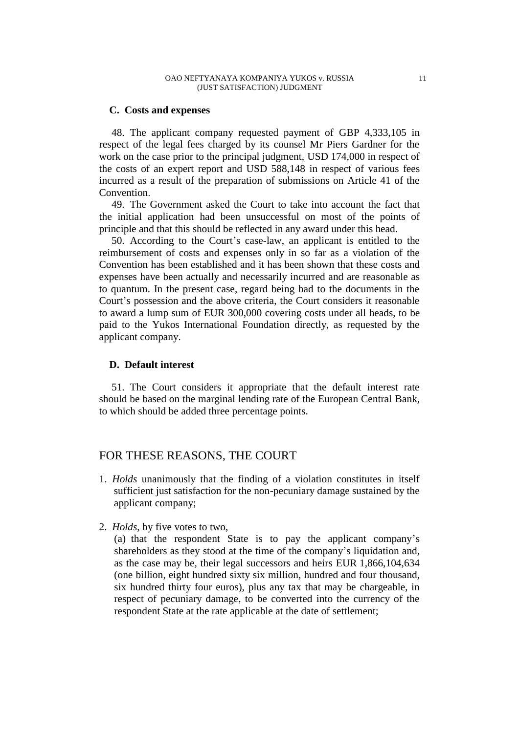### C. Costs and expenses

48. The applicant company requested payment of GBP 4,333,105 in respect of the legal fees charged by its counsel Mr Piers Gardner for the work on the case prior to the principal judgment, USD 174,000 in respect of the costs of an expert report and USD 588,148 in respect of various fees incurred as a result of the preparation of submissions on Article 41 of the Convention.

49. The Government asked the Court to take into account the fact that the initial application had been unsuccessful on most of the points of principle and that this should be reflected in any award under this head.

50. According to the Court's case-law, an applicant is entitled to the reimbursement of costs and expenses only in so far as a violation of the Convention has been established and it has been shown that these costs and expenses have been actually and necessarily incurred and are reasonable as to quantum. In the present case, regard being had to the documents in the Court's possession and the above criteria, the Court considers it reasonable to award a lump sum of EUR 300,000 covering costs under all heads, to be paid to the Yukos International Foundation directly, as requested by the applicant company.

### D. Default interest

51. The Court considers it appropriate that the default interest rate should be based on the marginal lending rate of the European Central Bank, to which should be added three percentage points.

## FOR THESE REASONS, THE COURT

1. *Holds* unanimously that the finding of a violation constitutes in itself sufficient just satisfaction for the non-pecuniary damage sustained by the applicant company;

2. *Holds*, by five votes to two,

   (a) that the respondent State is to pay the applicant company's shareholders as they stood at the time of the company's liquidation and, as the case may be, their legal successors and heirs EUR 1,866,104,634 (one billion, eight hundred sixty six million, hundred and four thousand, six hundred thirty four euros), plus any tax that may be chargeable, in respect of pecuniary damage, to be converted into the currency of the respondent State at the rate applicable at the date of settlement;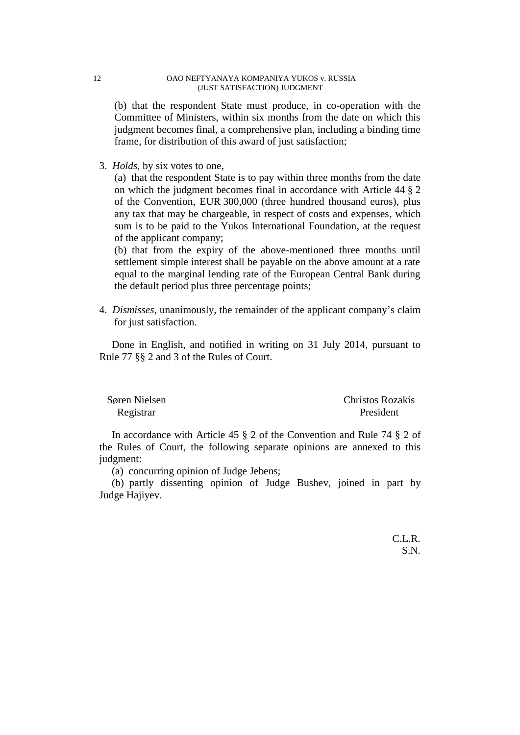(b) that the respondent State must produce, in co-operation with the Committee of Ministers, within six months from the date on which this judgment becomes final, a comprehensive plan, including a binding time frame, for distribution of this award of just satisfaction;

3. *Holds*, by six votes to one,

(a) that the respondent State is to pay within three months from the date on which the judgment becomes final in accordance with Article 44 § 2 of the Convention, EUR 300,000 (three hundred thousand euros), plus any tax that may be chargeable, in respect of costs and expenses, which sum is to be paid to the Yukos International Foundation, at the request of the applicant company;

(b) that from the expiry of the above-mentioned three months until settlement simple interest shall be payable on the above amount at a rate equal to the marginal lending rate of the European Central Bank during the default period plus three percentage points;

4. *Dismisses*, unanimously, the remainder of the applicant company's claim for just satisfaction.

Done in English, and notified in writing on 31 July 2014, pursuant to Rule 77 §§ 2 and 3 of the Rules of Court.

| Søren Nielsen | Christos Rozakis |
| --- | --- |
| Registrar | President |

In accordance with Article 45 § 2 of the Convention and Rule 74 § 2 of the Rules of Court, the following separate opinions are annexed to this judgment:

(a) concurring opinion of Judge Jebens;

(b) partly dissenting opinion of Judge Bushev, joined in part by Judge Hajiyev.

C.L.R.
S.N.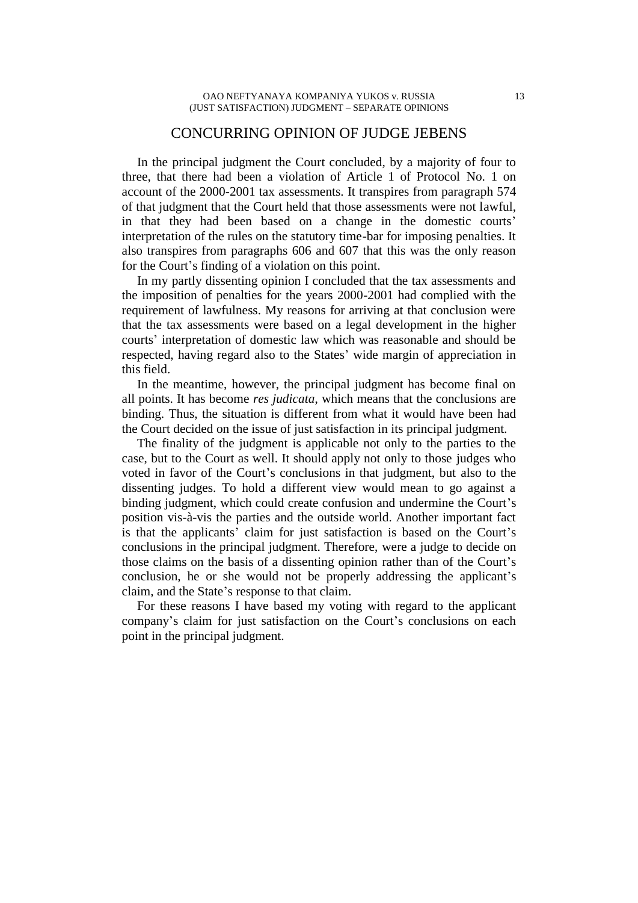## CONCURRING OPINION OF JUDGE JEBENS

In the principal judgment the Court concluded, by a majority of four to three, that there had been a violation of Article 1 of Protocol No. 1 on account of the 2000-2001 tax assessments. It transpires from paragraph 574 of that judgment that the Court held that those assessments were not lawful, in that they had been based on a change in the domestic courts' interpretation of the rules on the statutory time-bar for imposing penalties. It also transpires from paragraphs 606 and 607 that this was the only reason for the Court's finding of a violation on this point.

In my partly dissenting opinion I concluded that the tax assessments and the imposition of penalties for the years 2000-2001 had complied with the requirement of lawfulness. My reasons for arriving at that conclusion were that the tax assessments were based on a legal development in the higher courts' interpretation of domestic law which was reasonable and should be respected, having regard also to the States' wide margin of appreciation in this field.

In the meantime, however, the principal judgment has become final on all points. It has become *res judicata*, which means that the conclusions are binding. Thus, the situation is different from what it would have been had the Court decided on the issue of just satisfaction in its principal judgment.

The finality of the judgment is applicable not only to the parties to the case, but to the Court as well. It should apply not only to those judges who voted in favor of the Court's conclusions in that judgment, but also to the dissenting judges. To hold a different view would mean to go against a binding judgment, which could create confusion and undermine the Court's position vis-à-vis the parties and the outside world. Another important fact is that the applicants' claim for just satisfaction is based on the Court's conclusions in the principal judgment. Therefore, were a judge to decide on those claims on the basis of a dissenting opinion rather than of the Court's conclusion, he or she would not be properly addressing the applicant's claim, and the State's response to that claim.

For these reasons I have based my voting with regard to the applicant company's claim for just satisfaction on the Court's conclusions on each point in the principal judgment.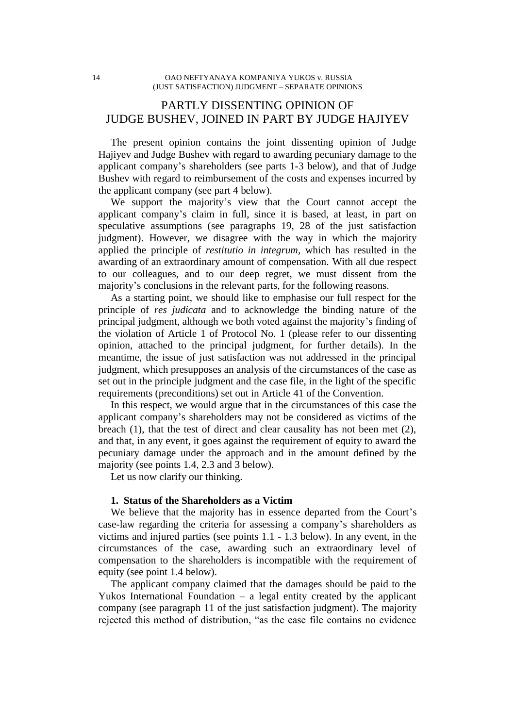# PARTLY DISSENTING OPINION OF JUDGE BUSHEV, JOINED IN PART BY JUDGE HAJIYEV

The present opinion contains the joint dissenting opinion of Judge Hajiyev and Judge Bushev with regard to awarding pecuniary damage to the applicant company's shareholders (see parts 1-3 below), and that of Judge Bushev with regard to reimbursement of the costs and expenses incurred by the applicant company (see part 4 below).

We support the majority's view that the Court cannot accept the applicant company's claim in full, since it is based, at least, in part on speculative assumptions (see paragraphs 19, 28 of the just satisfaction judgment). However, we disagree with the way in which the majority applied the principle of *restitutio in integrum*, which has resulted in the awarding of an extraordinary amount of compensation. With all due respect to our colleagues, and to our deep regret, we must dissent from the majority's conclusions in the relevant parts, for the following reasons.

As a starting point, we should like to emphasise our full respect for the principle of *res judicata* and to acknowledge the binding nature of the principal judgment, although we both voted against the majority's finding of the violation of Article 1 of Protocol No. 1 (please refer to our dissenting opinion, attached to the principal judgment, for further details). In the meantime, the issue of just satisfaction was not addressed in the principal judgment, which presupposes an analysis of the circumstances of the case as set out in the principle judgment and the case file, in the light of the specific requirements (preconditions) set out in Article 41 of the Convention.

In this respect, we would argue that in the circumstances of this case the applicant company's shareholders may not be considered as victims of the breach (1), that the test of direct and clear causality has not been met (2), and that, in any event, it goes against the requirement of equity to award the pecuniary damage under the approach and in the amount defined by the majority (see points 1.4, 2.3 and 3 below).

Let us now clarify our thinking.

**1. Status of the Shareholders as a Victim**

We believe that the majority has in essence departed from the Court's case-law regarding the criteria for assessing a company's shareholders as victims and injured parties (see points 1.1 - 1.3 below). In any event, in the circumstances of the case, awarding such an extraordinary level of compensation to the shareholders is incompatible with the requirement of equity (see point 1.4 below).

The applicant company claimed that the damages should be paid to the Yukos International Foundation – a legal entity created by the applicant company (see paragraph 11 of the just satisfaction judgment). The majority rejected this method of distribution, "as the case file contains no evidence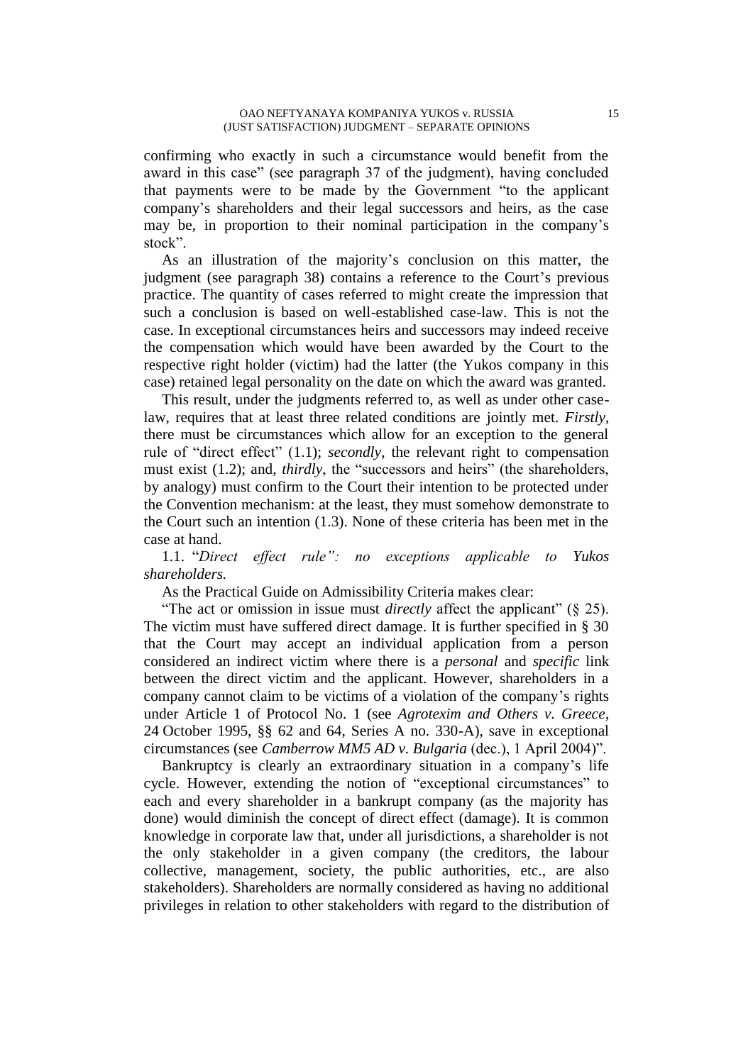confirming who exactly in such a circumstance would benefit from the award in this case" (see paragraph 37 of the judgment), having concluded that payments were to be made by the Government "to the applicant company's shareholders and their legal successors and heirs, as the case may be, in proportion to their nominal participation in the company's stock".

As an illustration of the majority's conclusion on this matter, the judgment (see paragraph 38) contains a reference to the Court's previous practice. The quantity of cases referred to might create the impression that such a conclusion is based on well-established case-law. This is not the case. In exceptional circumstances heirs and successors may indeed receive the compensation which would have been awarded by the Court to the respective right holder (victim) had the latter (the Yukos company in this case) retained legal personality on the date on which the award was granted.

This result, under the judgments referred to, as well as under other case-law, requires that at least three related conditions are jointly met. *Firstly*, there must be circumstances which allow for an exception to the general rule of "direct effect" (1.1); *secondly*, the relevant right to compensation must exist (1.2); and, *thirdly*, the "successors and heirs" (the shareholders, by analogy) must confirm to the Court their intention to be protected under the Convention mechanism: at the least, they must somehow demonstrate to the Court such an intention (1.3). None of these criteria has been met in the case at hand.

1.1. "*Direct effect rule": no exceptions applicable to Yukos shareholders.*

As the Practical Guide on Admissibility Criteria makes clear:

"The act or omission in issue must *directly* affect the applicant" (§ 25). The victim must have suffered direct damage. It is further specified in § 30 that the Court may accept an individual application from a person considered an indirect victim where there is a *personal* and *specific* link between the direct victim and the applicant. However, shareholders in a company cannot claim to be victims of a violation of the company's rights under Article 1 of Protocol No. 1 (see *Agrotexim and Others v. Greece*, 24 October 1995, §§ 62 and 64, Series A no. 330-A), save in exceptional circumstances (see *Camberrow MM5 AD v. Bulgaria* (dec.), 1 April 2004)".

Bankruptcy is clearly an extraordinary situation in a company's life cycle. However, extending the notion of "exceptional circumstances" to each and every shareholder in a bankrupt company (as the majority has done) would diminish the concept of direct effect (damage). It is common knowledge in corporate law that, under all jurisdictions, a shareholder is not the only stakeholder in a given company (the creditors, the labour collective, management, society, the public authorities, etc., are also stakeholders). Shareholders are normally considered as having no additional privileges in relation to other stakeholders with regard to the distribution of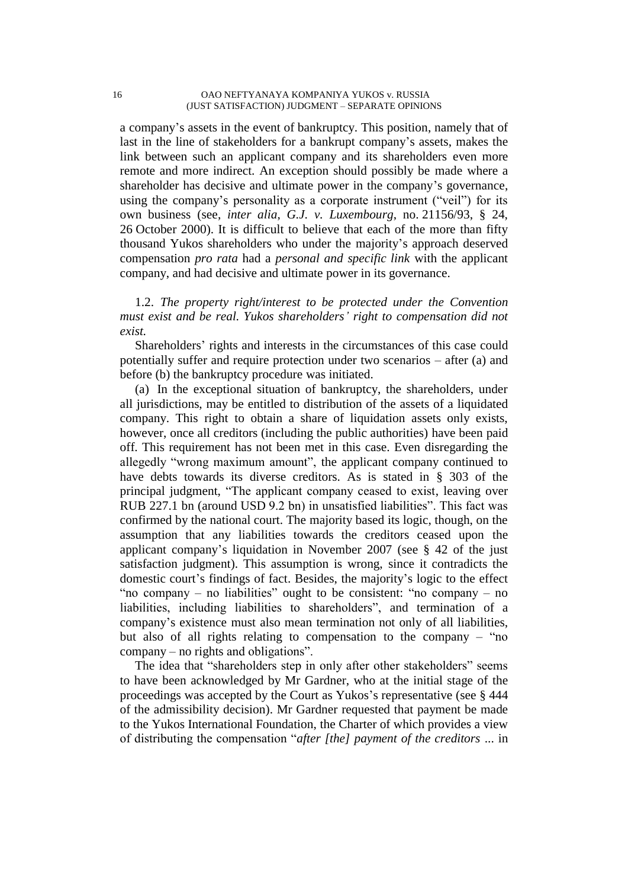a company's assets in the event of bankruptcy. This position, namely that of last in the line of stakeholders for a bankrupt company's assets, makes the link between such an applicant company and its shareholders even more remote and more indirect. An exception should possibly be made where a shareholder has decisive and ultimate power in the company's governance, using the company's personality as a corporate instrument ("veil") for its own business (see, *inter alia*, *G.J. v. Luxembourg*, no. 21156/93, § 24, 26 October 2000). It is difficult to believe that each of the more than fifty thousand Yukos shareholders who under the majority's approach deserved compensation *pro rata* had a *personal and specific link* with the applicant company, and had decisive and ultimate power in its governance.

1.2. *The property right/interest to be protected under the Convention must exist and be real. Yukos shareholders' right to compensation did not exist.*

Shareholders' rights and interests in the circumstances of this case could potentially suffer and require protection under two scenarios – after (a) and before (b) the bankruptcy procedure was initiated.

(a) In the exceptional situation of bankruptcy, the shareholders, under all jurisdictions, may be entitled to distribution of the assets of a liquidated company. This right to obtain a share of liquidation assets only exists, however, once all creditors (including the public authorities) have been paid off. This requirement has not been met in this case. Even disregarding the allegedly "wrong maximum amount", the applicant company continued to have debts towards its diverse creditors. As is stated in § 303 of the principal judgment, "The applicant company ceased to exist, leaving over RUB 227.1 bn (around USD 9.2 bn) in unsatisfied liabilities". This fact was confirmed by the national court. The majority based its logic, though, on the assumption that any liabilities towards the creditors ceased upon the applicant company's liquidation in November 2007 (see § 42 of the just satisfaction judgment). This assumption is wrong, since it contradicts the domestic court's findings of fact. Besides, the majority's logic to the effect "no company – no liabilities" ought to be consistent: "no company – no liabilities, including liabilities to shareholders", and termination of a company's existence must also mean termination not only of all liabilities, but also of all rights relating to compensation to the company – "no company – no rights and obligations".

The idea that "shareholders step in only after other stakeholders" seems to have been acknowledged by Mr Gardner, who at the initial stage of the proceedings was accepted by the Court as Yukos's representative (see § 444 of the admissibility decision). Mr Gardner requested that payment be made to the Yukos International Foundation, the Charter of which provides a view of distributing the compensation "*after [the] payment of the creditors* ... in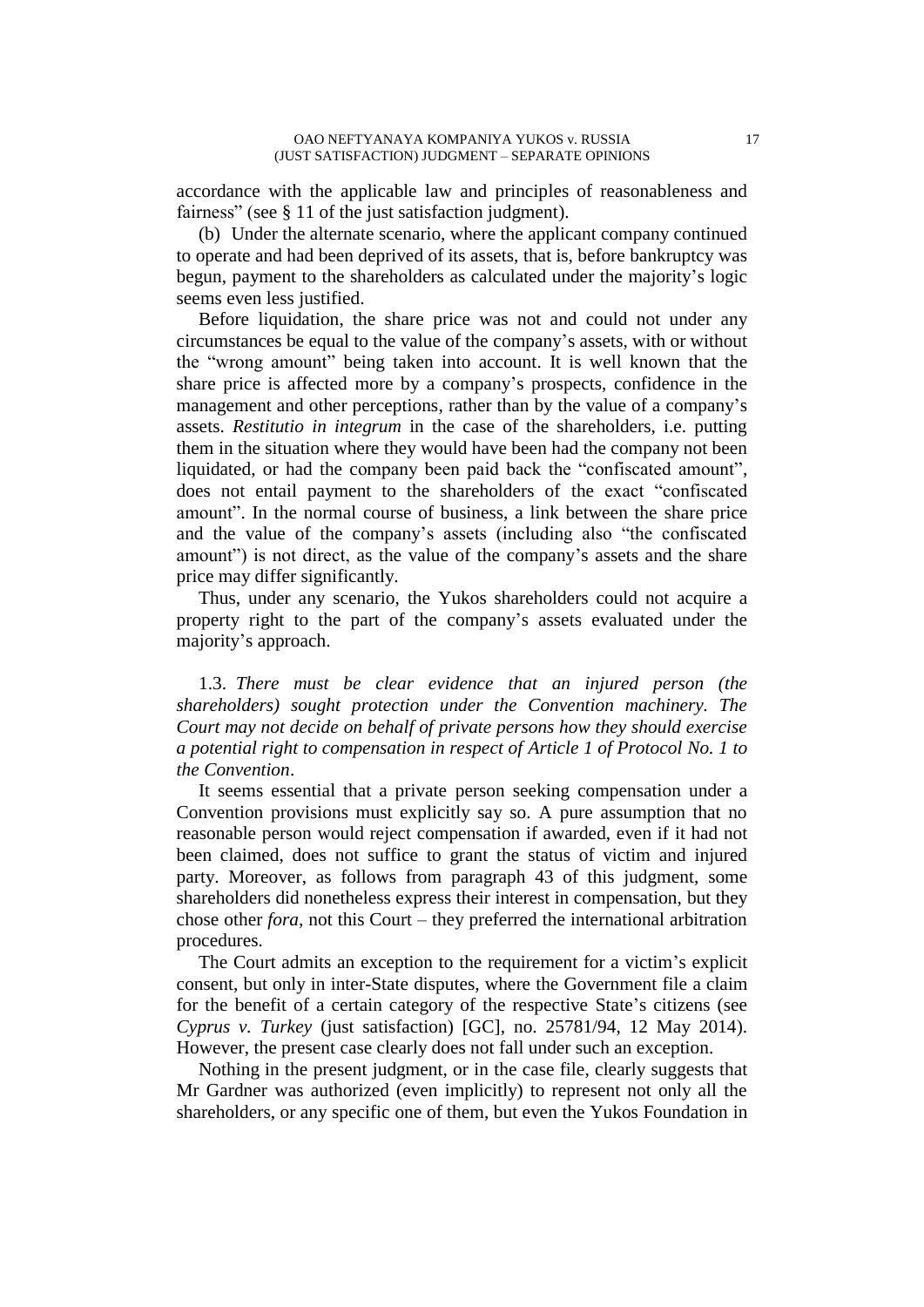accordance with the applicable law and principles of reasonableness and fairness" (see § 11 of the just satisfaction judgment).

(b) Under the alternate scenario, where the applicant company continued to operate and had been deprived of its assets, that is, before bankruptcy was begun, payment to the shareholders as calculated under the majority's logic seems even less justified.

Before liquidation, the share price was not and could not under any circumstances be equal to the value of the company's assets, with or without the "wrong amount" being taken into account. It is well known that the share price is affected more by a company's prospects, confidence in the management and other perceptions, rather than by the value of a company's assets. *Restitutio in integrum* in the case of the shareholders, i.e. putting them in the situation where they would have been had the company not been liquidated, or had the company been paid back the "confiscated amount", does not entail payment to the shareholders of the exact "confiscated amount". In the normal course of business, a link between the share price and the value of the company's assets (including also "the confiscated amount") is not direct, as the value of the company's assets and the share price may differ significantly.

Thus, under any scenario, the Yukos shareholders could not acquire a property right to the part of the company's assets evaluated under the majority's approach.

1.3. *There must be clear evidence that an injured person (the shareholders) sought protection under the Convention machinery. The Court may not decide on behalf of private persons how they should exercise a potential right to compensation in respect of Article 1 of Protocol No. 1 to the Convention*.

It seems essential that a private person seeking compensation under a Convention provisions must explicitly say so. A pure assumption that no reasonable person would reject compensation if awarded, even if it had not been claimed, does not suffice to grant the status of victim and injured party. Moreover, as follows from paragraph 43 of this judgment, some shareholders did nonetheless express their interest in compensation, but they chose other *fora*, not this Court – they preferred the international arbitration procedures.

The Court admits an exception to the requirement for a victim's explicit consent, but only in inter-State disputes, where the Government file a claim for the benefit of a certain category of the respective State's citizens (see *Cyprus v. Turkey* (just satisfaction) [GC], no. 25781/94, 12 May 2014). However, the present case clearly does not fall under such an exception.

Nothing in the present judgment, or in the case file, clearly suggests that Mr Gardner was authorized (even implicitly) to represent not only all the shareholders, or any specific one of them, but even the Yukos Foundation in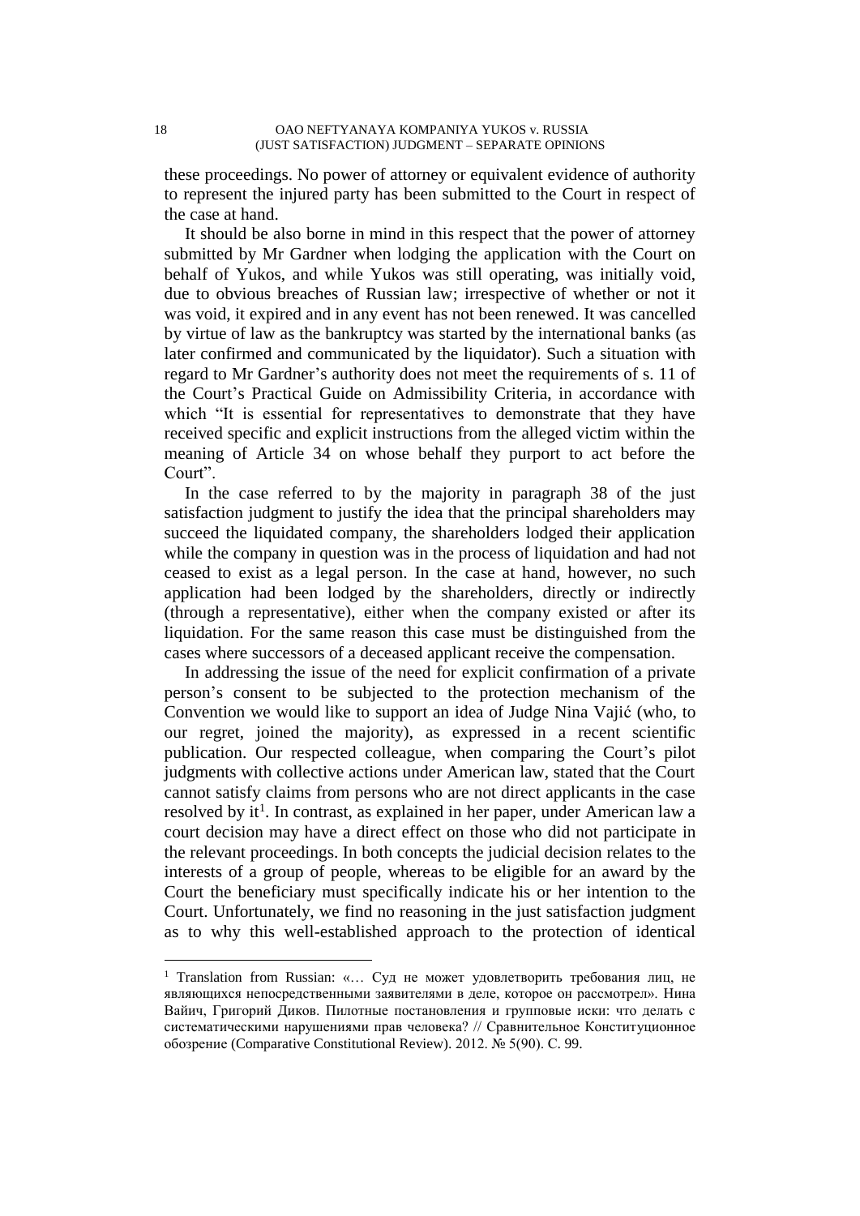these proceedings. No power of attorney or equivalent evidence of authority to represent the injured party has been submitted to the Court in respect of the case at hand.

It should be also borne in mind in this respect that the power of attorney submitted by Mr Gardner when lodging the application with the Court on behalf of Yukos, and while Yukos was still operating, was initially void, due to obvious breaches of Russian law; irrespective of whether or not it was void, it expired and in any event has not been renewed. It was cancelled by virtue of law as the bankruptcy was started by the international banks (as later confirmed and communicated by the liquidator). Such a situation with regard to Mr Gardner's authority does not meet the requirements of s. 11 of the Court's Practical Guide on Admissibility Criteria, in accordance with which "It is essential for representatives to demonstrate that they have received specific and explicit instructions from the alleged victim within the meaning of Article 34 on whose behalf they purport to act before the Court".

In the case referred to by the majority in paragraph 38 of the just satisfaction judgment to justify the idea that the principal shareholders may succeed the liquidated company, the shareholders lodged their application while the company in question was in the process of liquidation and had not ceased to exist as a legal person. In the case at hand, however, no such application had been lodged by the shareholders, directly or indirectly (through a representative), either when the company existed or after its liquidation. For the same reason this case must be distinguished from the cases where successors of a deceased applicant receive the compensation.

In addressing the issue of the need for explicit confirmation of a private person's consent to be subjected to the protection mechanism of the Convention we would like to support an idea of Judge Nina Vajić (who, to our regret, joined the majority), as expressed in a recent scientific publication. Our respected colleague, when comparing the Court's pilot judgments with collective actions under American law, stated that the Court cannot satisfy claims from persons who are not direct applicants in the case resolved by it[1]. In contrast, as explained in her paper, under American law a court decision may have a direct effect on those who did not participate in the relevant proceedings. In both concepts the judicial decision relates to the interests of a group of people, whereas to be eligible for an award by the Court the beneficiary must specifically indicate his or her intention to the Court. Unfortunately, we find no reasoning in the just satisfaction judgment as to why this well-established approach to the protection of identical

[1] Translation from Russian: «… Суд не может удовлетворить требования лиц, не являющихся непосредственными заявителями в деле, которое он рассмотрел». Нина Вайич, Григорий Диков. Пилотные постановления и групповые иски: что делать с систематическими нарушениями прав человека? // Сравнительное Конституционное обозрение (Comparative Constitutional Review). 2012. № 5(90). С. 99.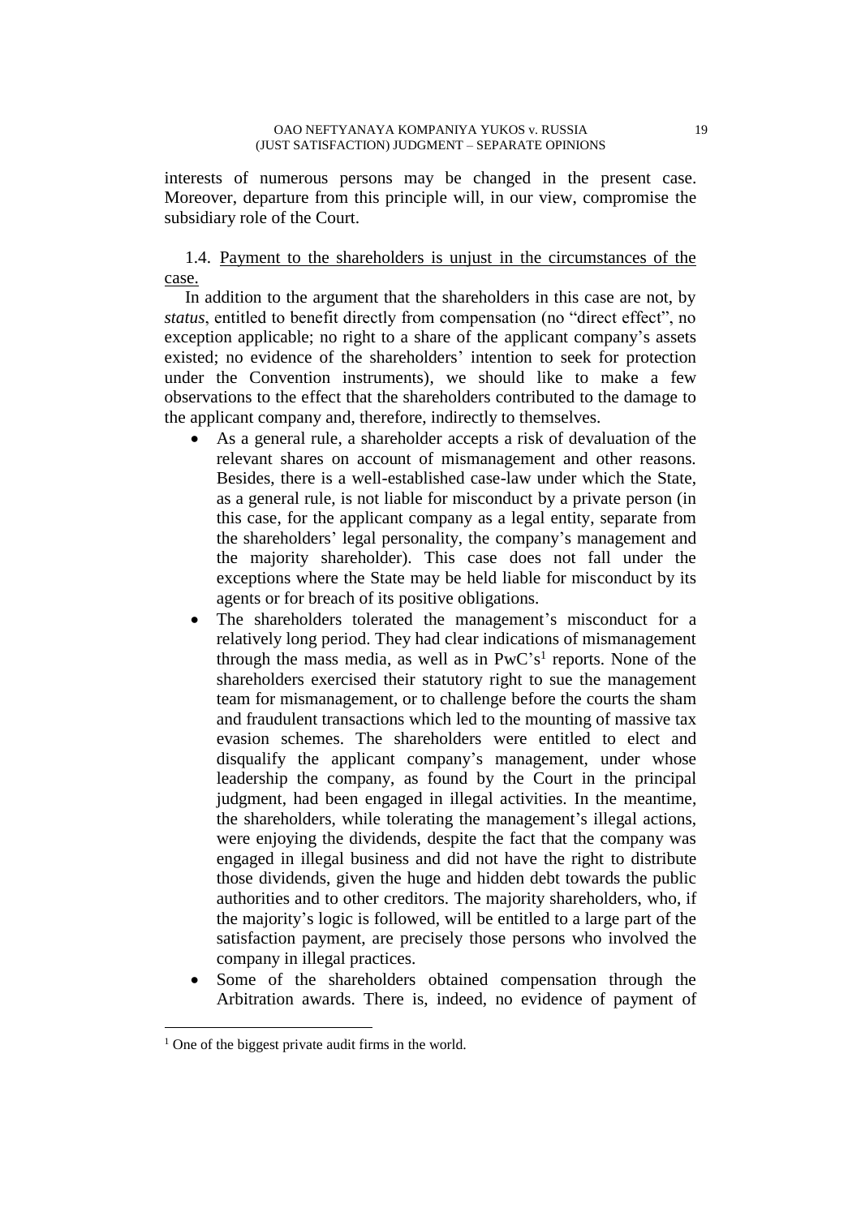interests of numerous persons may be changed in the present case. Moreover, departure from this principle will, in our view, compromise the subsidiary role of the Court.

1.4. Payment to the shareholders is unjust in the circumstances of the case.

In addition to the argument that the shareholders in this case are not, by *status*, entitled to benefit directly from compensation (no "direct effect", no exception applicable; no right to a share of the applicant company's assets existed; no evidence of the shareholders' intention to seek for protection under the Convention instruments), we should like to make a few observations to the effect that the shareholders contributed to the damage to the applicant company and, therefore, indirectly to themselves.

- As a general rule, a shareholder accepts a risk of devaluation of the relevant shares on account of mismanagement and other reasons. Besides, there is a well-established case-law under which the State, as a general rule, is not liable for misconduct by a private person (in this case, for the applicant company as a legal entity, separate from the shareholders' legal personality, the company's management and the majority shareholder). This case does not fall under the exceptions where the State may be held liable for misconduct by its agents or for breach of its positive obligations.
- The shareholders tolerated the management's misconduct for a relatively long period. They had clear indications of mismanagement through the mass media, as well as in PwC's[1] reports. None of the shareholders exercised their statutory right to sue the management team for mismanagement, or to challenge before the courts the sham and fraudulent transactions which led to the mounting of massive tax evasion schemes. The shareholders were entitled to elect and disqualify the applicant company's management, under whose leadership the company, as found by the Court in the principal judgment, had been engaged in illegal activities. In the meantime, the shareholders, while tolerating the management's illegal actions, were enjoying the dividends, despite the fact that the company was engaged in illegal business and did not have the right to distribute those dividends, given the huge and hidden debt towards the public authorities and to other creditors. The majority shareholders, who, if the majority's logic is followed, will be entitled to a large part of the satisfaction payment, are precisely those persons who involved the company in illegal practices.
- Some of the shareholders obtained compensation through the Arbitration awards. There is, indeed, no evidence of payment of

[1] One of the biggest private audit firms in the world.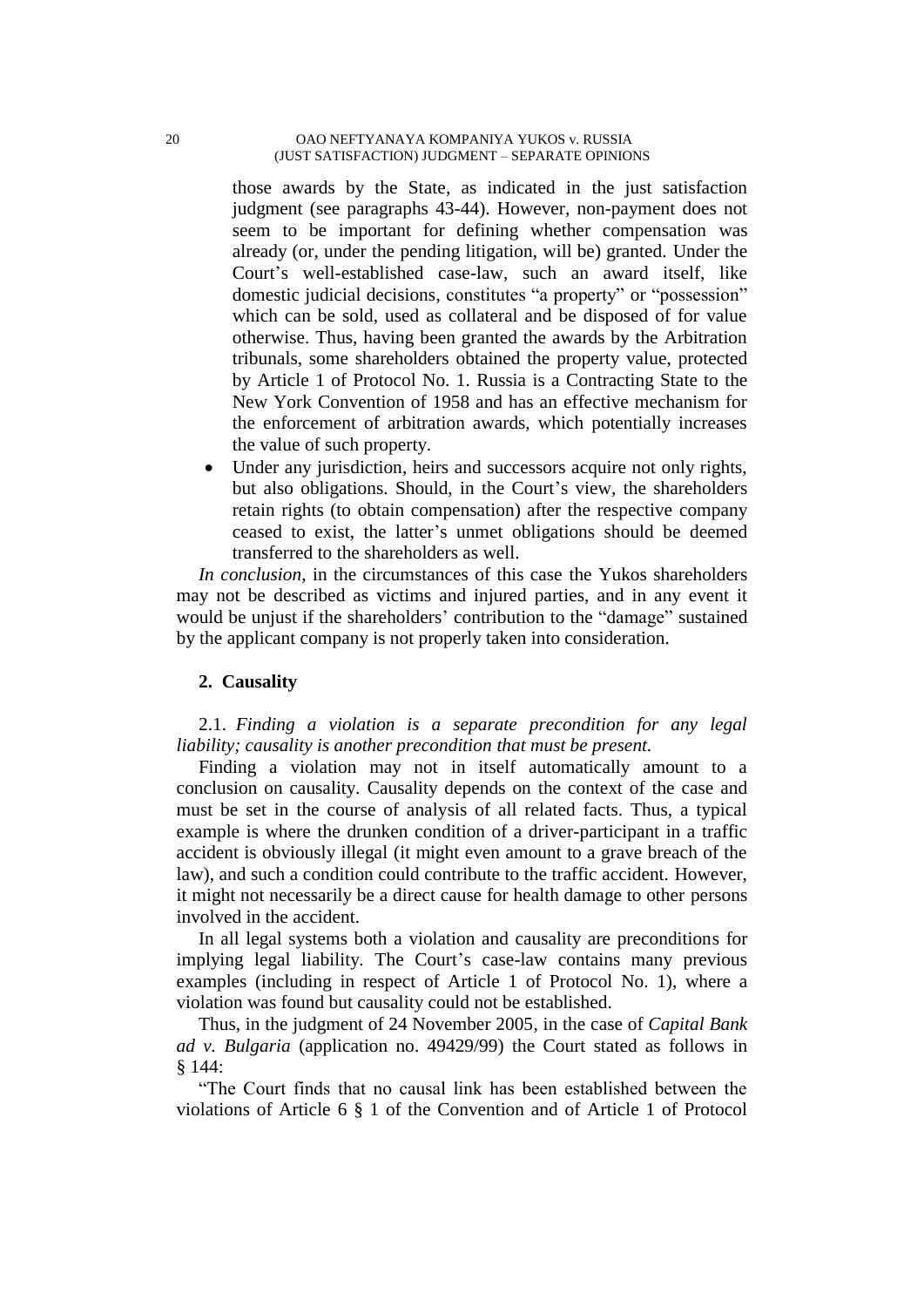those awards by the State, as indicated in the just satisfaction judgment (see paragraphs 43-44). However, non-payment does not seem to be important for defining whether compensation was already (or, under the pending litigation, will be) granted. Under the Court's well-established case-law, such an award itself, like domestic judicial decisions, constitutes "a property" or "possession" which can be sold, used as collateral and be disposed of for value otherwise. Thus, having been granted the awards by the Arbitration tribunals, some shareholders obtained the property value, protected by Article 1 of Protocol No. 1. Russia is a Contracting State to the New York Convention of 1958 and has an effective mechanism for the enforcement of arbitration awards, which potentially increases the value of such property.

- Under any jurisdiction, heirs and successors acquire not only rights, but also obligations. Should, in the Court's view, the shareholders retain rights (to obtain compensation) after the respective company ceased to exist, the latter's unmet obligations should be deemed transferred to the shareholders as well.

*In conclusion*, in the circumstances of this case the Yukos shareholders may not be described as victims and injured parties, and in any event it would be unjust if the shareholders' contribution to the "damage" sustained by the applicant company is not properly taken into consideration.

## 2. Causality

2.1. *Finding a violation is a separate precondition for any legal liability; causality is another precondition that must be present.*

Finding a violation may not in itself automatically amount to a conclusion on causality. Causality depends on the context of the case and must be set in the course of analysis of all related facts. Thus, a typical example is where the drunken condition of a driver-participant in a traffic accident is obviously illegal (it might even amount to a grave breach of the law), and such a condition could contribute to the traffic accident. However, it might not necessarily be a direct cause for health damage to other persons involved in the accident.

In all legal systems both a violation and causality are preconditions for implying legal liability. The Court's case-law contains many previous examples (including in respect of Article 1 of Protocol No. 1), where a violation was found but causality could not be established.

Thus, in the judgment of 24 November 2005, in the case of *Capital Bank ad v. Bulgaria* (application no. 49429/99) the Court stated as follows in § 144:

"The Court finds that no causal link has been established between the violations of Article 6 § 1 of the Convention and of Article 1 of Protocol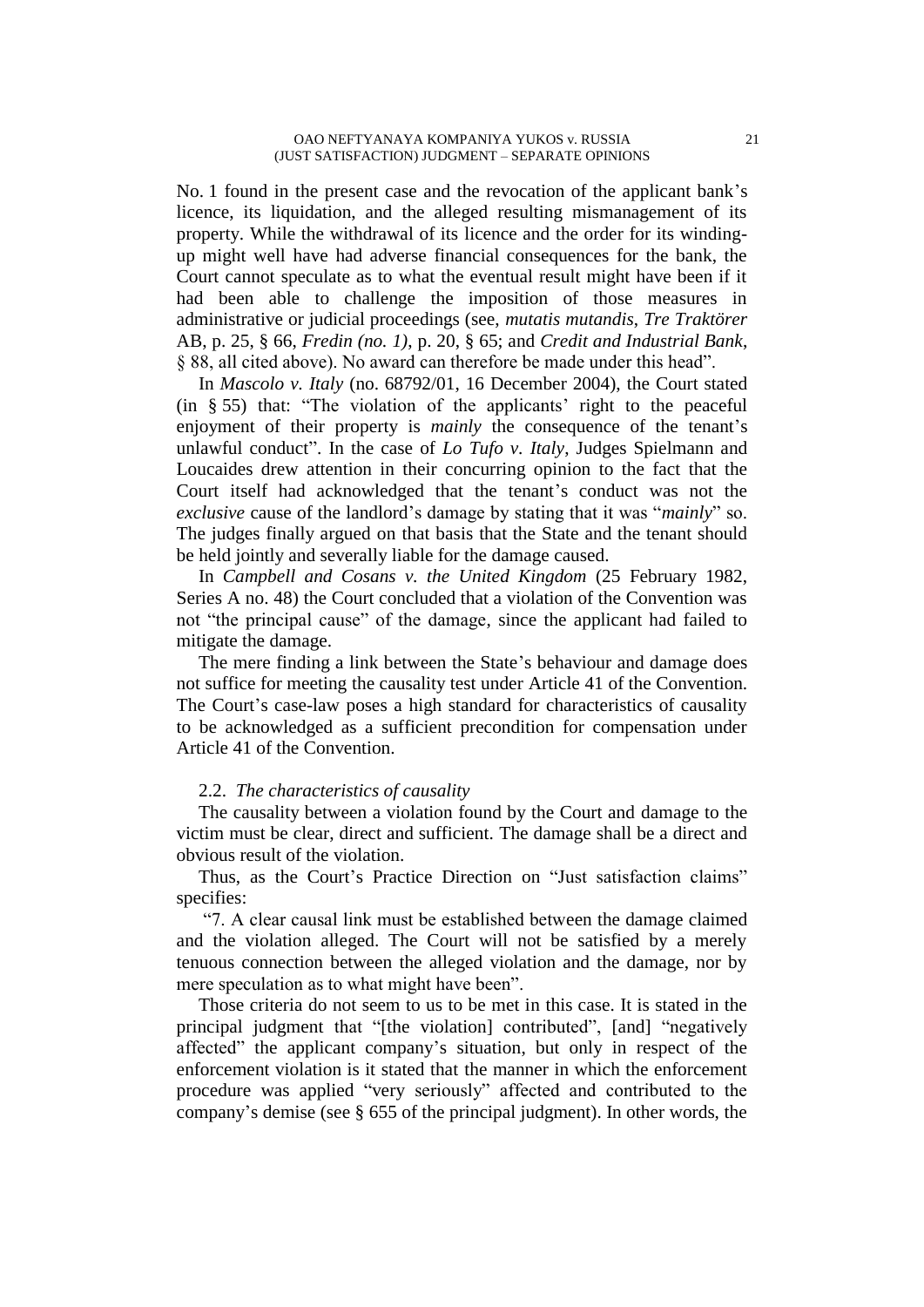No. 1 found in the present case and the revocation of the applicant bank's licence, its liquidation, and the alleged resulting mismanagement of its property. While the withdrawal of its licence and the order for its winding-up might well have had adverse financial consequences for the bank, the Court cannot speculate as to what the eventual result might have been if it had been able to challenge the imposition of those measures in administrative or judicial proceedings (see, *mutatis mutandis*, *Tre Traktörer* AB, p. 25, § 66, *Fredin (no. 1)*, p. 20, § 65; and *Credit and Industrial Bank*, § 88, all cited above). No award can therefore be made under this head".

In *Mascolo v. Italy* (no. 68792/01, 16 December 2004), the Court stated (in § 55) that: "The violation of the applicants' right to the peaceful enjoyment of their property is *mainly* the consequence of the tenant's unlawful conduct". In the case of *Lo Tufo v. Italy*, Judges Spielmann and Loucaides drew attention in their concurring opinion to the fact that the Court itself had acknowledged that the tenant's conduct was not the *exclusive* cause of the landlord's damage by stating that it was "*mainly*" so. The judges finally argued on that basis that the State and the tenant should be held jointly and severally liable for the damage caused.

In *Campbell and Cosans v. the United Kingdom* (25 February 1982, Series A no. 48) the Court concluded that a violation of the Convention was not "the principal cause" of the damage, since the applicant had failed to mitigate the damage.

The mere finding a link between the State's behaviour and damage does not suffice for meeting the causality test under Article 41 of the Convention. The Court's case-law poses a high standard for characteristics of causality to be acknowledged as a sufficient precondition for compensation under Article 41 of the Convention.

2.2. *The characteristics of causality*

The causality between a violation found by the Court and damage to the victim must be clear, direct and sufficient. The damage shall be a direct and obvious result of the violation.

Thus, as the Court's Practice Direction on "Just satisfaction claims" specifies:

"7. A clear causal link must be established between the damage claimed and the violation alleged. The Court will not be satisfied by a merely tenuous connection between the alleged violation and the damage, nor by mere speculation as to what might have been".

Those criteria do not seem to us to be met in this case. It is stated in the principal judgment that "[the violation] contributed", [and] "negatively affected" the applicant company's situation, but only in respect of the enforcement violation is it stated that the manner in which the enforcement procedure was applied "very seriously" affected and contributed to the company's demise (see § 655 of the principal judgment). In other words, the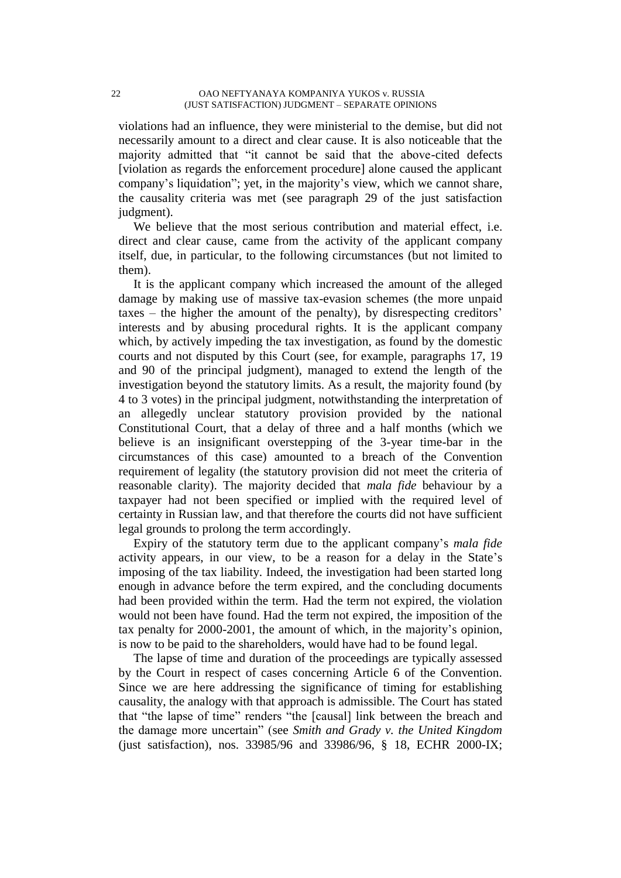violations had an influence, they were ministerial to the demise, but did not necessarily amount to a direct and clear cause. It is also noticeable that the majority admitted that "it cannot be said that the above-cited defects [violation as regards the enforcement procedure] alone caused the applicant company's liquidation"; yet, in the majority's view, which we cannot share, the causality criteria was met (see paragraph 29 of the just satisfaction judgment).

We believe that the most serious contribution and material effect, i.e. direct and clear cause, came from the activity of the applicant company itself, due, in particular, to the following circumstances (but not limited to them).

It is the applicant company which increased the amount of the alleged damage by making use of massive tax-evasion schemes (the more unpaid taxes – the higher the amount of the penalty), by disrespecting creditors' interests and by abusing procedural rights. It is the applicant company which, by actively impeding the tax investigation, as found by the domestic courts and not disputed by this Court (see, for example, paragraphs 17, 19 and 90 of the principal judgment), managed to extend the length of the investigation beyond the statutory limits. As a result, the majority found (by 4 to 3 votes) in the principal judgment, notwithstanding the interpretation of an allegedly unclear statutory provision provided by the national Constitutional Court, that a delay of three and a half months (which we believe is an insignificant overstepping of the 3-year time-bar in the circumstances of this case) amounted to a breach of the Convention requirement of legality (the statutory provision did not meet the criteria of reasonable clarity). The majority decided that *mala fide* behaviour by a taxpayer had not been specified or implied with the required level of certainty in Russian law, and that therefore the courts did not have sufficient legal grounds to prolong the term accordingly.

Expiry of the statutory term due to the applicant company's *mala fide* activity appears, in our view, to be a reason for a delay in the State's imposing of the tax liability. Indeed, the investigation had been started long enough in advance before the term expired, and the concluding documents had been provided within the term. Had the term not expired, the violation would not been have found. Had the term not expired, the imposition of the tax penalty for 2000-2001, the amount of which, in the majority's opinion, is now to be paid to the shareholders, would have had to be found legal.

The lapse of time and duration of the proceedings are typically assessed by the Court in respect of cases concerning Article 6 of the Convention. Since we are here addressing the significance of timing for establishing causality, the analogy with that approach is admissible. The Court has stated that "the lapse of time" renders "the [causal] link between the breach and the damage more uncertain" (see *Smith and Grady v. the United Kingdom* (just satisfaction), nos. 33985/96 and 33986/96, § 18, ECHR 2000-IX;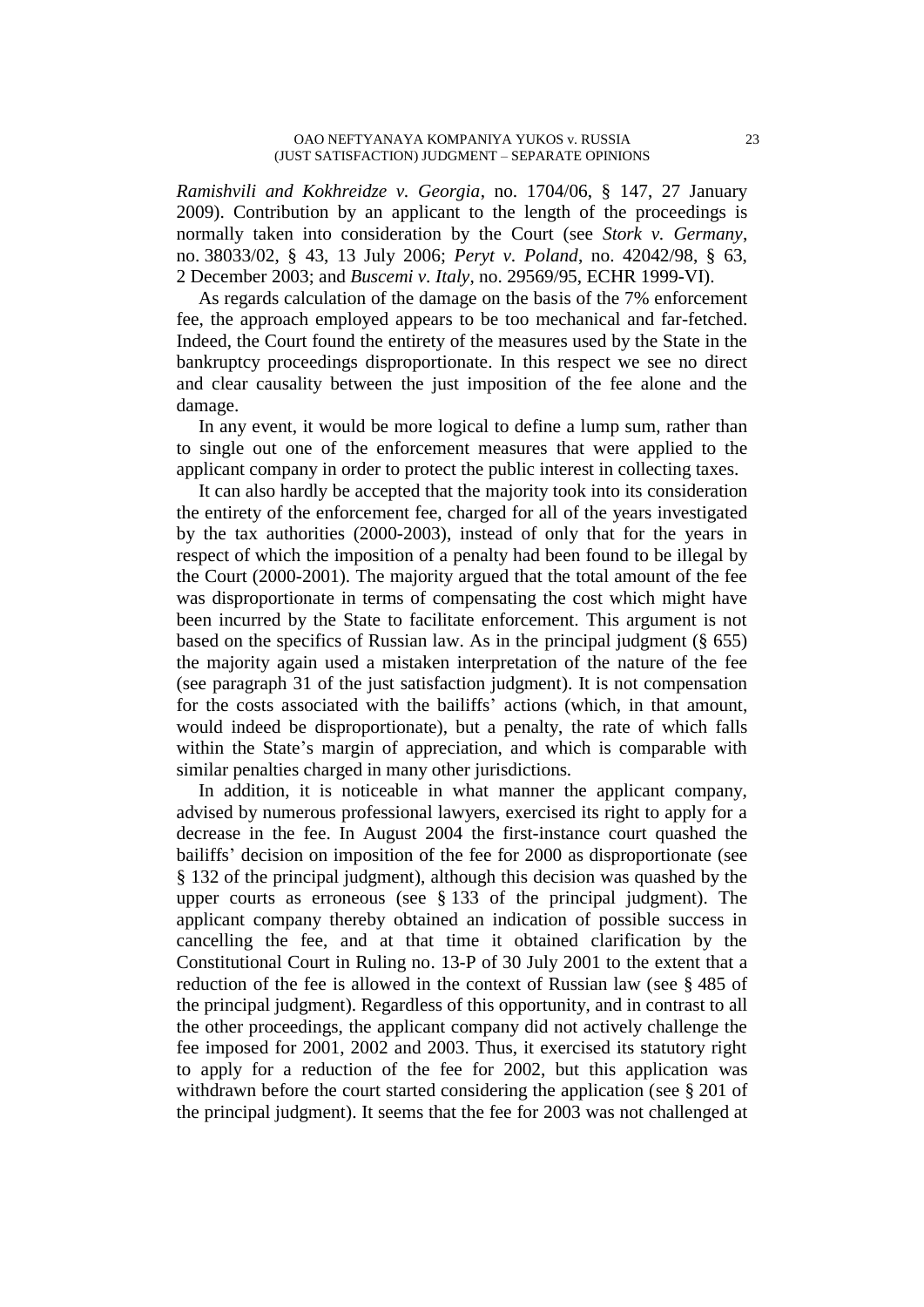*Ramishvili and Kokhreidze v. Georgia*, no. 1704/06, § 147, 27 January 2009). Contribution by an applicant to the length of the proceedings is normally taken into consideration by the Court (see *Stork v. Germany*, no. 38033/02, § 43, 13 July 2006; *Peryt v. Poland*, no. 42042/98, § 63, 2 December 2003; and *Buscemi v. Italy*, no. 29569/95, ECHR 1999-VI).

As regards calculation of the damage on the basis of the 7% enforcement fee, the approach employed appears to be too mechanical and far-fetched. Indeed, the Court found the entirety of the measures used by the State in the bankruptcy proceedings disproportionate. In this respect we see no direct and clear causality between the just imposition of the fee alone and the damage.

In any event, it would be more logical to define a lump sum, rather than to single out one of the enforcement measures that were applied to the applicant company in order to protect the public interest in collecting taxes.

It can also hardly be accepted that the majority took into its consideration the entirety of the enforcement fee, charged for all of the years investigated by the tax authorities (2000-2003), instead of only that for the years in respect of which the imposition of a penalty had been found to be illegal by the Court (2000-2001). The majority argued that the total amount of the fee was disproportionate in terms of compensating the cost which might have been incurred by the State to facilitate enforcement. This argument is not based on the specifics of Russian law. As in the principal judgment (§ 655) the majority again used a mistaken interpretation of the nature of the fee (see paragraph 31 of the just satisfaction judgment). It is not compensation for the costs associated with the bailiffs' actions (which, in that amount, would indeed be disproportionate), but a penalty, the rate of which falls within the State's margin of appreciation, and which is comparable with similar penalties charged in many other jurisdictions.

In addition, it is noticeable in what manner the applicant company, advised by numerous professional lawyers, exercised its right to apply for a decrease in the fee. In August 2004 the first-instance court quashed the bailiffs' decision on imposition of the fee for 2000 as disproportionate (see § 132 of the principal judgment), although this decision was quashed by the upper courts as erroneous (see § 133 of the principal judgment). The applicant company thereby obtained an indication of possible success in cancelling the fee, and at that time it obtained clarification by the Constitutional Court in Ruling no. 13-P of 30 July 2001 to the extent that a reduction of the fee is allowed in the context of Russian law (see § 485 of the principal judgment). Regardless of this opportunity, and in contrast to all the other proceedings, the applicant company did not actively challenge the fee imposed for 2001, 2002 and 2003. Thus, it exercised its statutory right to apply for a reduction of the fee for 2002, but this application was withdrawn before the court started considering the application (see § 201 of the principal judgment). It seems that the fee for 2003 was not challenged at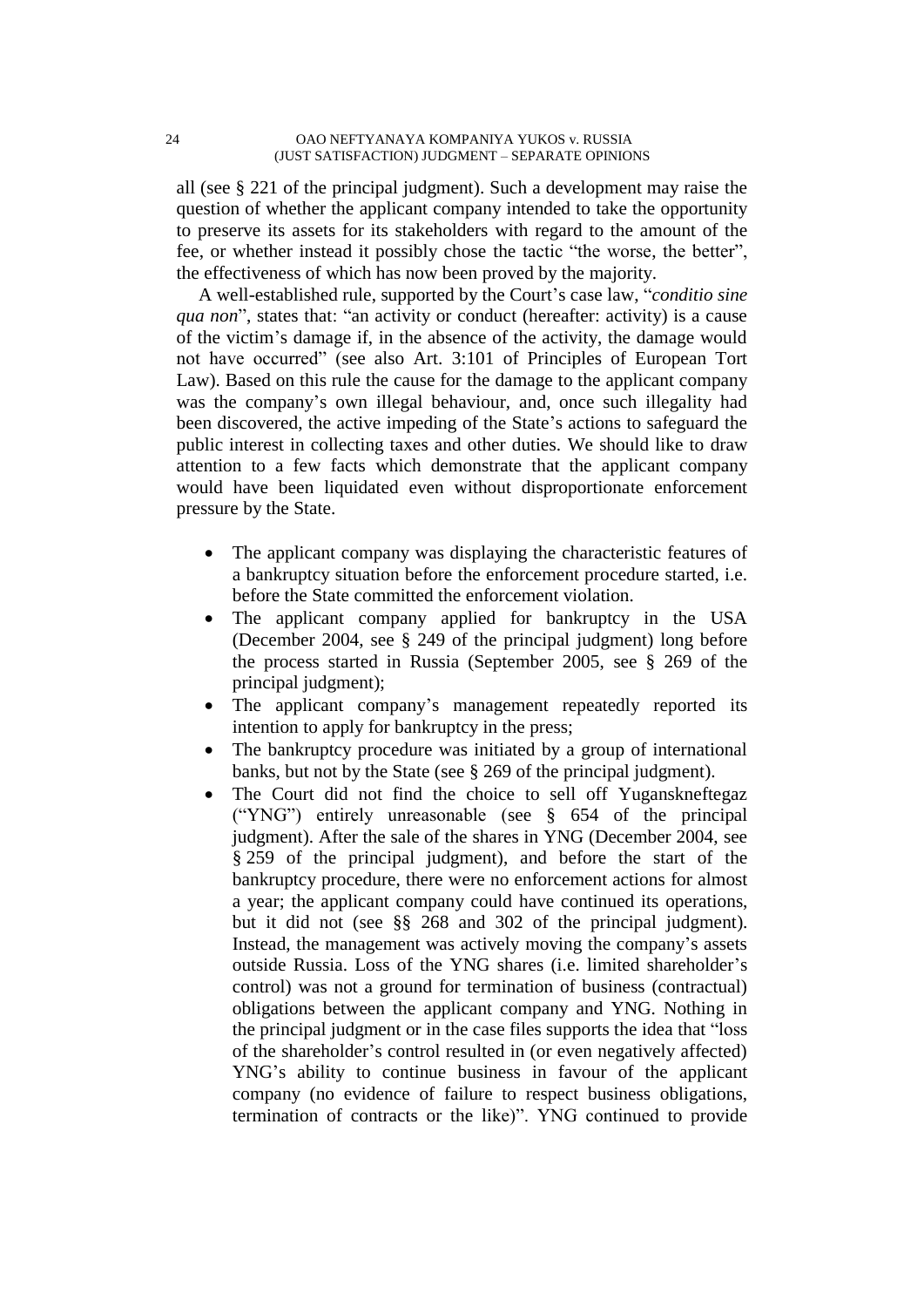all (see § 221 of the principal judgment). Such a development may raise the question of whether the applicant company intended to take the opportunity to preserve its assets for its stakeholders with regard to the amount of the fee, or whether instead it possibly chose the tactic "the worse, the better", the effectiveness of which has now been proved by the majority.

A well-established rule, supported by the Court's case law, "*conditio sine qua non*", states that: "an activity or conduct (hereafter: activity) is a cause of the victim's damage if, in the absence of the activity, the damage would not have occurred" (see also Art. 3:101 of Principles of European Tort Law). Based on this rule the cause for the damage to the applicant company was the company's own illegal behaviour, and, once such illegality had been discovered, the active impeding of the State's actions to safeguard the public interest in collecting taxes and other duties. We should like to draw attention to a few facts which demonstrate that the applicant company would have been liquidated even without disproportionate enforcement pressure by the State.

- The applicant company was displaying the characteristic features of a bankruptcy situation before the enforcement procedure started, i.e. before the State committed the enforcement violation.
- The applicant company applied for bankruptcy in the USA (December 2004, see § 249 of the principal judgment) long before the process started in Russia (September 2005, see § 269 of the principal judgment);
- The applicant company's management repeatedly reported its intention to apply for bankruptcy in the press;
- The bankruptcy procedure was initiated by a group of international banks, but not by the State (see § 269 of the principal judgment).
- The Court did not find the choice to sell off Yuganskneftegaz ("YNG") entirely unreasonable (see § 654 of the principal judgment). After the sale of the shares in YNG (December 2004, see § 259 of the principal judgment), and before the start of the bankruptcy procedure, there were no enforcement actions for almost a year; the applicant company could have continued its operations, but it did not (see §§ 268 and 302 of the principal judgment). Instead, the management was actively moving the company's assets outside Russia. Loss of the YNG shares (i.e. limited shareholder's control) was not a ground for termination of business (contractual) obligations between the applicant company and YNG. Nothing in the principal judgment or in the case files supports the idea that "loss of the shareholder's control resulted in (or even negatively affected) YNG's ability to continue business in favour of the applicant company (no evidence of failure to respect business obligations, termination of contracts or the like)". YNG continued to provide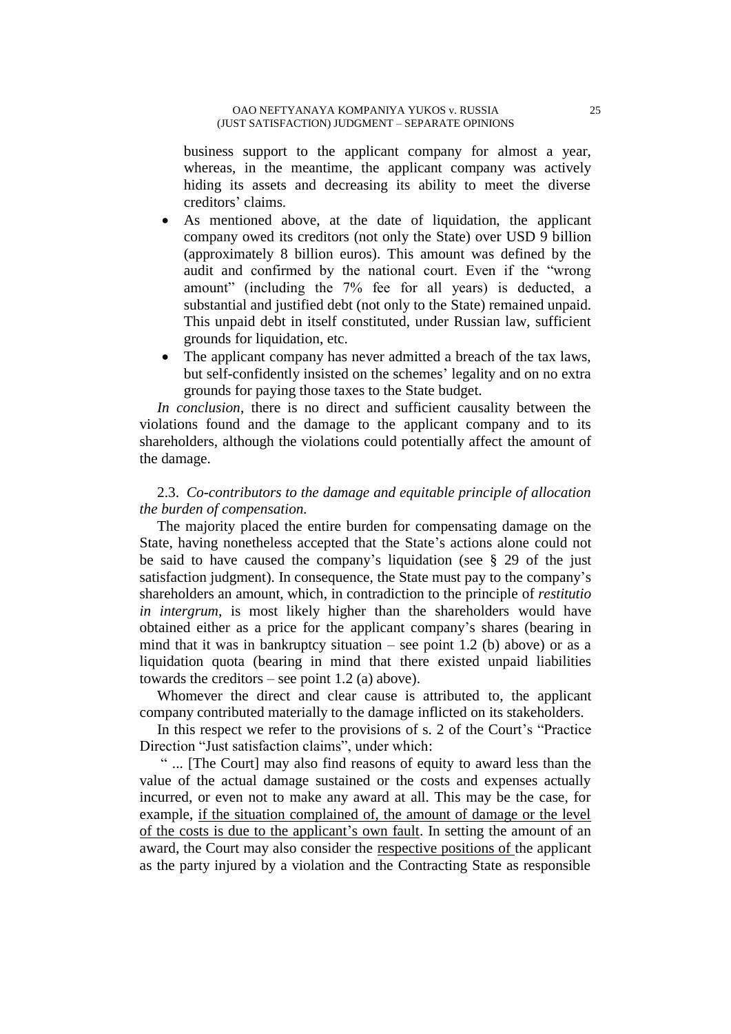business support to the applicant company for almost a year, whereas, in the meantime, the applicant company was actively hiding its assets and decreasing its ability to meet the diverse creditors' claims.

- As mentioned above, at the date of liquidation, the applicant company owed its creditors (not only the State) over USD 9 billion (approximately 8 billion euros). This amount was defined by the audit and confirmed by the national court. Even if the "wrong amount" (including the 7% fee for all years) is deducted, a substantial and justified debt (not only to the State) remained unpaid. This unpaid debt in itself constituted, under Russian law, sufficient grounds for liquidation, etc.
- The applicant company has never admitted a breach of the tax laws, but self-confidently insisted on the schemes' legality and on no extra grounds for paying those taxes to the State budget.

*In conclusion*, there is no direct and sufficient causality between the violations found and the damage to the applicant company and to its shareholders, although the violations could potentially affect the amount of the damage.

2.3. *Co-contributors to the damage and equitable principle of allocation the burden of compensation.*

The majority placed the entire burden for compensating damage on the State, having nonetheless accepted that the State's actions alone could not be said to have caused the company's liquidation (see § 29 of the just satisfaction judgment). In consequence, the State must pay to the company's shareholders an amount, which, in contradiction to the principle of *restitutio in intergrum*, is most likely higher than the shareholders would have obtained either as a price for the applicant company's shares (bearing in mind that it was in bankruptcy situation – see point 1.2 (b) above) or as a liquidation quota (bearing in mind that there existed unpaid liabilities towards the creditors – see point 1.2 (a) above).

Whomever the direct and clear cause is attributed to, the applicant company contributed materially to the damage inflicted on its stakeholders.

In this respect we refer to the provisions of s. 2 of the Court's "Practice Direction "Just satisfaction claims", under which:

" ... [The Court] may also find reasons of equity to award less than the value of the actual damage sustained or the costs and expenses actually incurred, or even not to make any award at all. This may be the case, for example, <u>if the situation complained of, the amount of damage or the level of the costs is due to the applicant's own fault</u>. In setting the amount of an award, the Court may also consider the <u>respective positions of</u> the applicant as the party injured by a violation and the Contracting State as responsible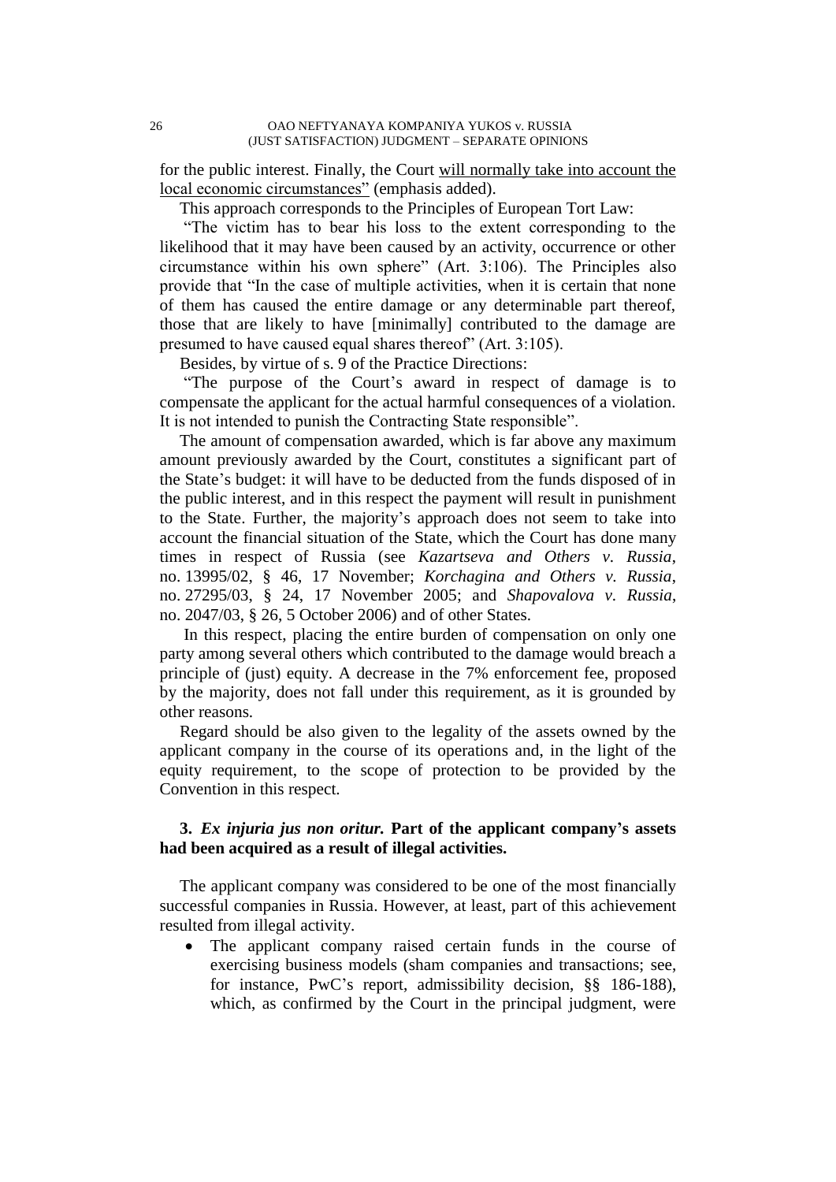for the public interest. Finally, the Court will normally take into account the local economic circumstances" (emphasis added).

This approach corresponds to the Principles of European Tort Law:

"The victim has to bear his loss to the extent corresponding to the likelihood that it may have been caused by an activity, occurrence or other circumstance within his own sphere" (Art. 3:106). The Principles also provide that "In the case of multiple activities, when it is certain that none of them has caused the entire damage or any determinable part thereof, those that are likely to have [minimally] contributed to the damage are presumed to have caused equal shares thereof" (Art. 3:105).

Besides, by virtue of s. 9 of the Practice Directions:

"The purpose of the Court's award in respect of damage is to compensate the applicant for the actual harmful consequences of a violation. It is not intended to punish the Contracting State responsible".

The amount of compensation awarded, which is far above any maximum amount previously awarded by the Court, constitutes a significant part of the State's budget: it will have to be deducted from the funds disposed of in the public interest, and in this respect the payment will result in punishment to the State. Further, the majority's approach does not seem to take into account the financial situation of the State, which the Court has done many times in respect of Russia (see *Kazartseva and Others v. Russia*, no. 13995/02, § 46, 17 November; *Korchagina and Others v. Russia*, no. 27295/03, § 24, 17 November 2005; and *Shapovalova v. Russia*, no. 2047/03, § 26, 5 October 2006) and of other States.

In this respect, placing the entire burden of compensation on only one party among several others which contributed to the damage would breach a principle of (just) equity. A decrease in the 7% enforcement fee, proposed by the majority, does not fall under this requirement, as it is grounded by other reasons.

Regard should be also given to the legality of the assets owned by the applicant company in the course of its operations and, in the light of the equity requirement, to the scope of protection to be provided by the Convention in this respect.

### 3. *Ex injuria jus non oritur.* Part of the applicant company's assets had been acquired as a result of illegal activities.

The applicant company was considered to be one of the most financially successful companies in Russia. However, at least, part of this achievement resulted from illegal activity.

- The applicant company raised certain funds in the course of exercising business models (sham companies and transactions; see, for instance, PwC's report, admissibility decision, §§ 186-188), which, as confirmed by the Court in the principal judgment, were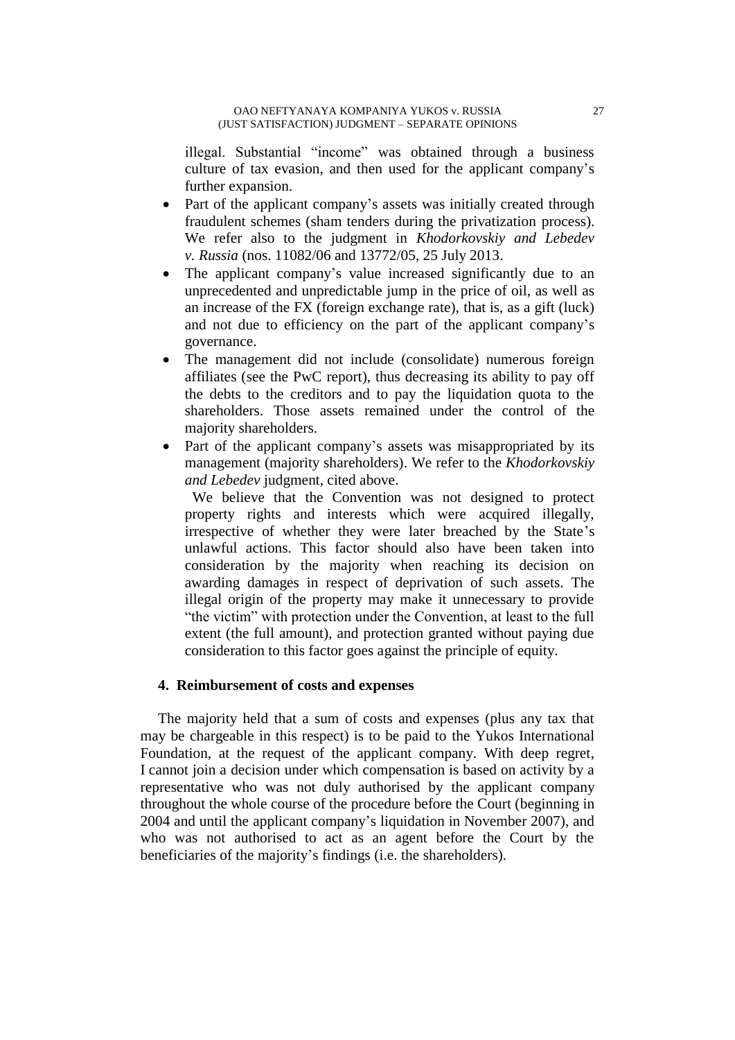illegal. Substantial "income" was obtained through a business culture of tax evasion, and then used for the applicant company's further expansion.

- Part of the applicant company's assets was initially created through fraudulent schemes (sham tenders during the privatization process). We refer also to the judgment in *Khodorkovskiy and Lebedev v. Russia* (nos. 11082/06 and 13772/05, 25 July 2013.
- The applicant company's value increased significantly due to an unprecedented and unpredictable jump in the price of oil, as well as an increase of the FX (foreign exchange rate), that is, as a gift (luck) and not due to efficiency on the part of the applicant company's governance.
- The management did not include (consolidate) numerous foreign affiliates (see the PwC report), thus decreasing its ability to pay off the debts to the creditors and to pay the liquidation quota to the shareholders. Those assets remained under the control of the majority shareholders.
- Part of the applicant company's assets was misappropriated by its management (majority shareholders). We refer to the *Khodorkovskiy and Lebedev* judgment, cited above.

  We believe that the Convention was not designed to protect property rights and interests which were acquired illegally, irrespective of whether they were later breached by the State's unlawful actions. This factor should also have been taken into consideration by the majority when reaching its decision on awarding damages in respect of deprivation of such assets. The illegal origin of the property may make it unnecessary to provide "the victim" with protection under the Convention, at least to the full extent (the full amount), and protection granted without paying due consideration to this factor goes against the principle of equity.

### 4. Reimbursement of costs and expenses

The majority held that a sum of costs and expenses (plus any tax that may be chargeable in this respect) is to be paid to the Yukos International Foundation, at the request of the applicant company. With deep regret, I cannot join a decision under which compensation is based on activity by a representative who was not duly authorised by the applicant company throughout the whole course of the procedure before the Court (beginning in 2004 and until the applicant company's liquidation in November 2007), and who was not authorised to act as an agent before the Court by the beneficiaries of the majority's findings (i.e. the shareholders).